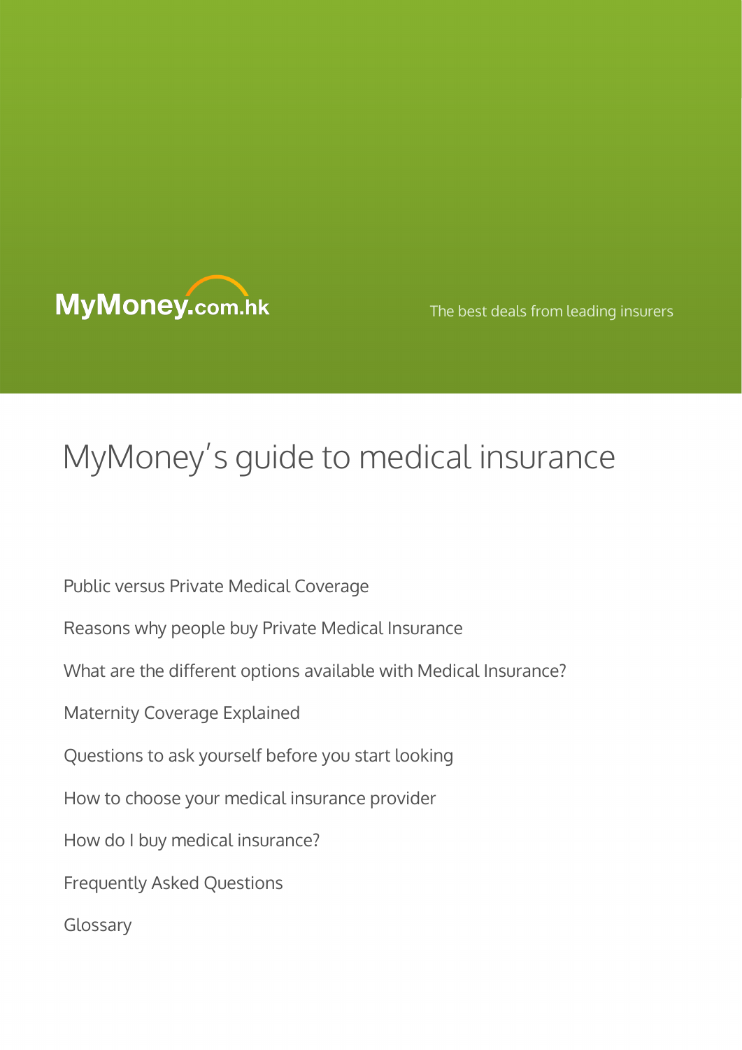MyMoney.com.hk

The best deals from leading insurers

# MyMoney’s guide to medical insurance

Public versus Private Medical Coverage

Reasons why people buy Private Medical Insurance

What are the different options available with Medical Insurance?

Maternity Coverage Explained

Questions to ask yourself before you start looking

How to choose your medical insurance provider

How do I buy medical insurance?

Frequently Asked Questions

Glossary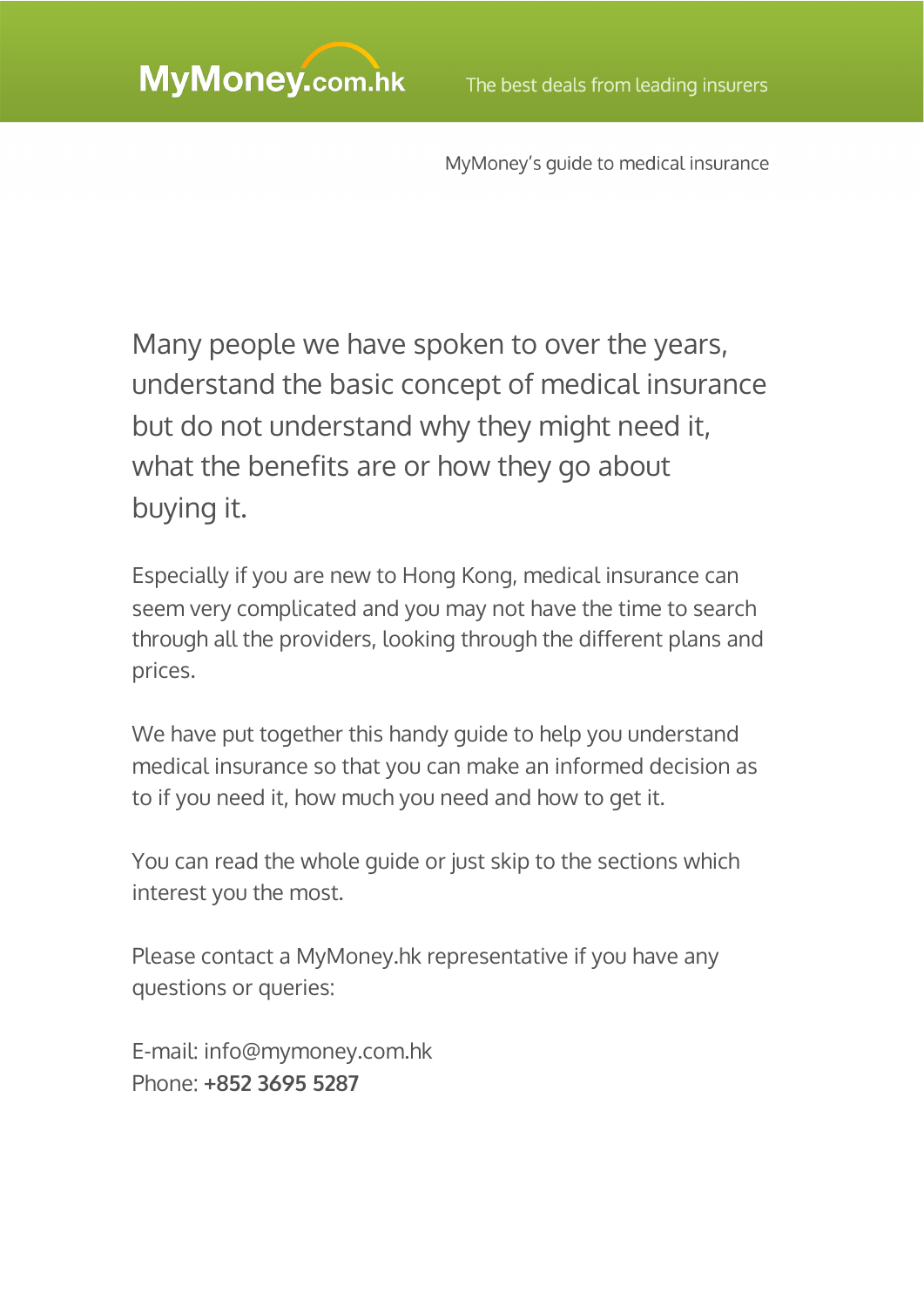Many people we have spoken to over the years, understand the basic concept of medical insurance but do not understand why they might need it, what the benefits are or how they go about buying it.

Especially if you are new to Hong Kong, medical insurance can seem very complicated and you may not have the time to search through all the providers, looking through the different plans and prices.

We have put together this handy guide to help you understand medical insurance so that you can make an informed decision as to if you need it, how much you need and how to get it.

You can read the whole guide or just skip to the sections which interest you the most.

Please contact a MyMoney.hk representative if you have any questions or queries:

E-mail: info@mymoney.com.hk
Phone: **+852 3695 5287**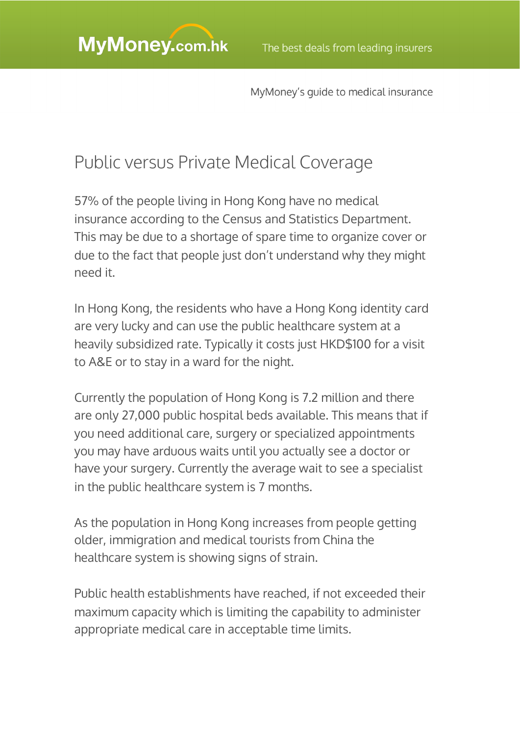# Public versus Private Medical Coverage

57% of the people living in Hong Kong have no medical insurance according to the Census and Statistics Department. This may be due to a shortage of spare time to organize cover or due to the fact that people just don't understand why they might need it.

In Hong Kong, the residents who have a Hong Kong identity card are very lucky and can use the public healthcare system at a heavily subsidized rate. Typically it costs just HKD$100 for a visit to A&E or to stay in a ward for the night.

Currently the population of Hong Kong is 7.2 million and there are only 27,000 public hospital beds available. This means that if you need additional care, surgery or specialized appointments you may have arduous waits until you actually see a doctor or have your surgery. Currently the average wait to see a specialist in the public healthcare system is 7 months.

As the population in Hong Kong increases from people getting older, immigration and medical tourists from China the healthcare system is showing signs of strain.

Public health establishments have reached, if not exceeded their maximum capacity which is limiting the capability to administer appropriate medical care in acceptable time limits.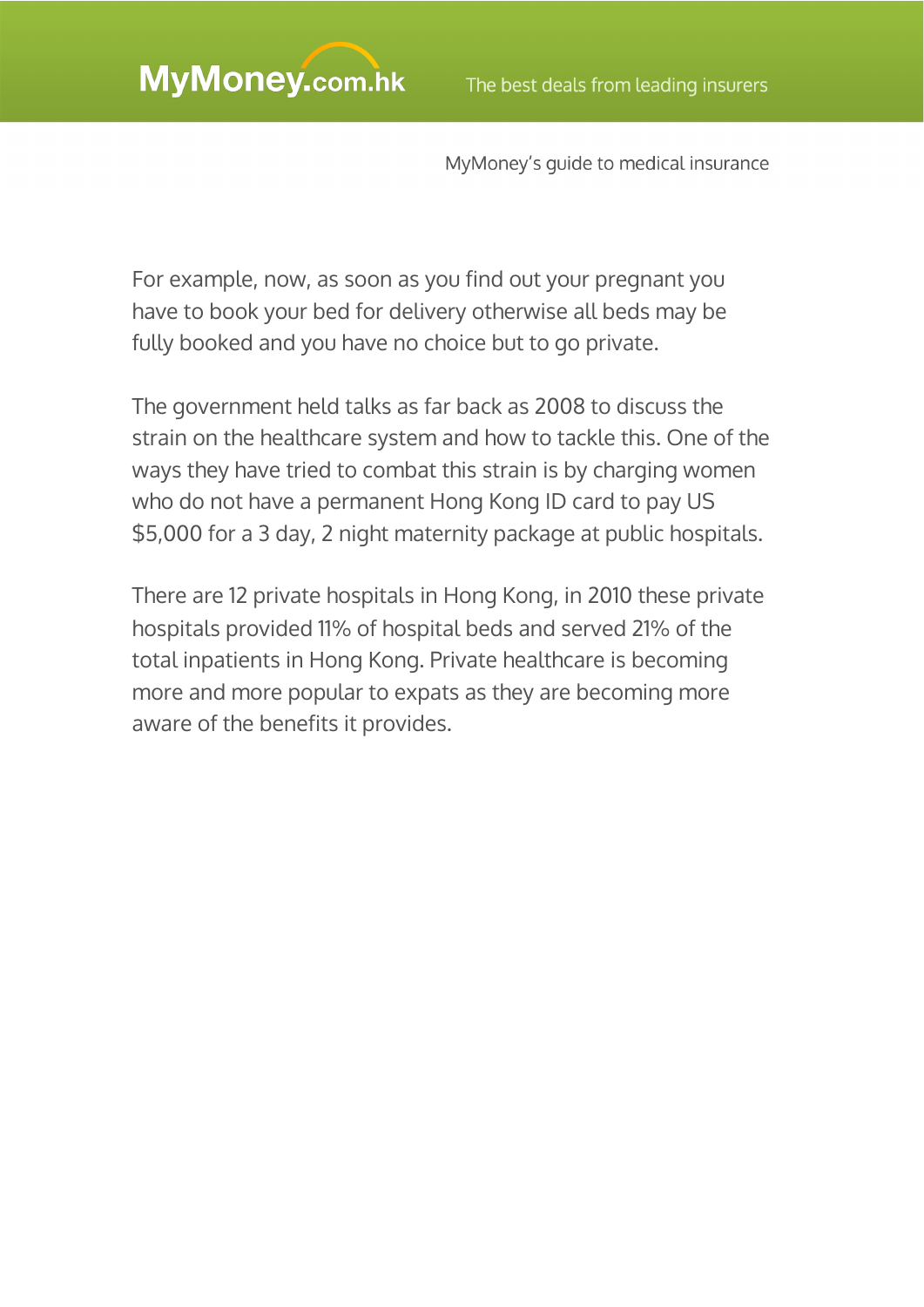For example, now, as soon as you find out your pregnant you have to book your bed for delivery otherwise all beds may be fully booked and you have no choice but to go private.

The government held talks as far back as 2008 to discuss the strain on the healthcare system and how to tackle this. One of the ways they have tried to combat this strain is by charging women who do not have a permanent Hong Kong ID card to pay US $5,000 for a 3 day, 2 night maternity package at public hospitals.

There are 12 private hospitals in Hong Kong, in 2010 these private hospitals provided 11% of hospital beds and served 21% of the total inpatients in Hong Kong. Private healthcare is becoming more and more popular to expats as they are becoming more aware of the benefits it provides.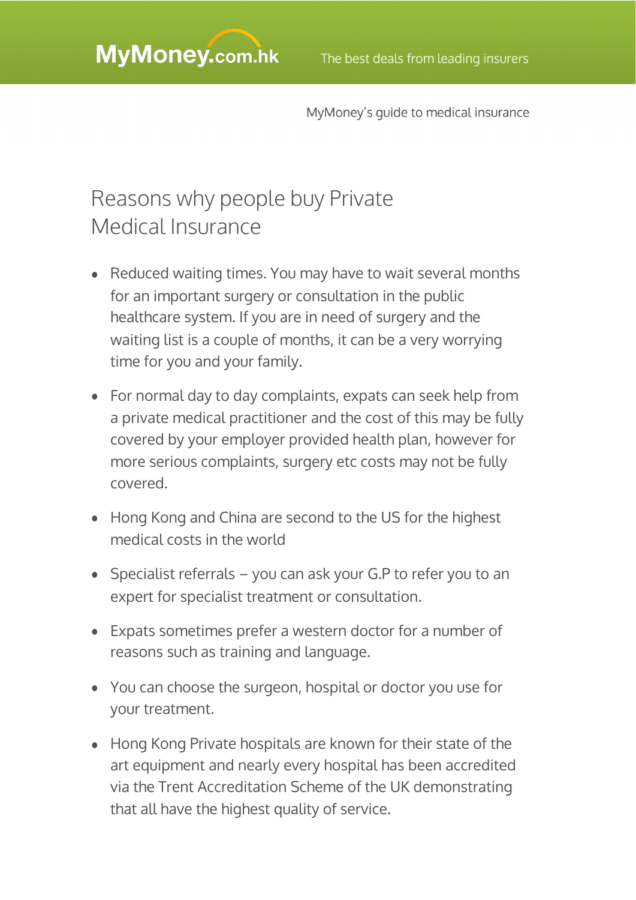# Reasons why people buy Private Medical Insurance

- Reduced waiting times. You may have to wait several months for an important surgery or consultation in the public healthcare system. If you are in need of surgery and the waiting list is a couple of months, it can be a very worrying time for you and your family.
- For normal day to day complaints, expats can seek help from a private medical practitioner and the cost of this may be fully covered by your employer provided health plan, however for more serious complaints, surgery etc costs may not be fully covered.
- Hong Kong and China are second to the US for the highest medical costs in the world
- Specialist referrals – you can ask your G.P to refer you to an expert for specialist treatment or consultation.
- Expats sometimes prefer a western doctor for a number of reasons such as training and language.
- You can choose the surgeon, hospital or doctor you use for your treatment.
- Hong Kong Private hospitals are known for their state of the art equipment and nearly every hospital has been accredited via the Trent Accreditation Scheme of the UK demonstrating that all have the highest quality of service.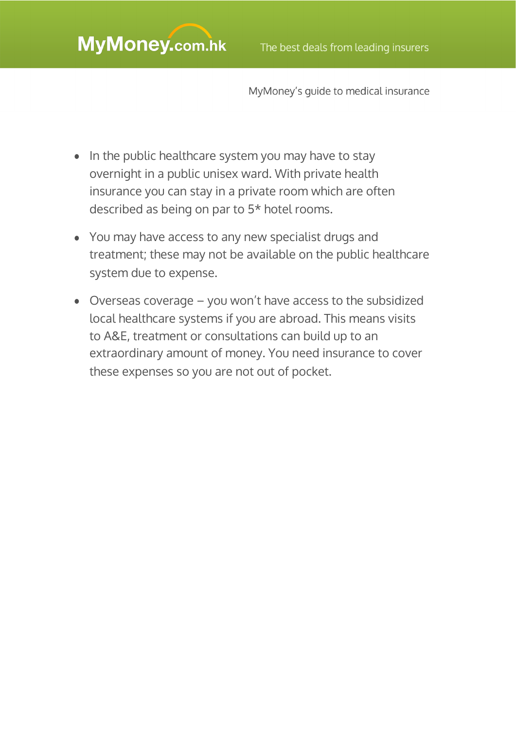- In the public healthcare system you may have to stay overnight in a public unisex ward. With private health insurance you can stay in a private room which are often described as being on par to 5* hotel rooms.
- You may have access to any new specialist drugs and treatment; these may not be available on the public healthcare system due to expense.
- Overseas coverage – you won't have access to the subsidized local healthcare systems if you are abroad. This means visits to A&E, treatment or consultations can build up to an extraordinary amount of money. You need insurance to cover these expenses so you are not out of pocket.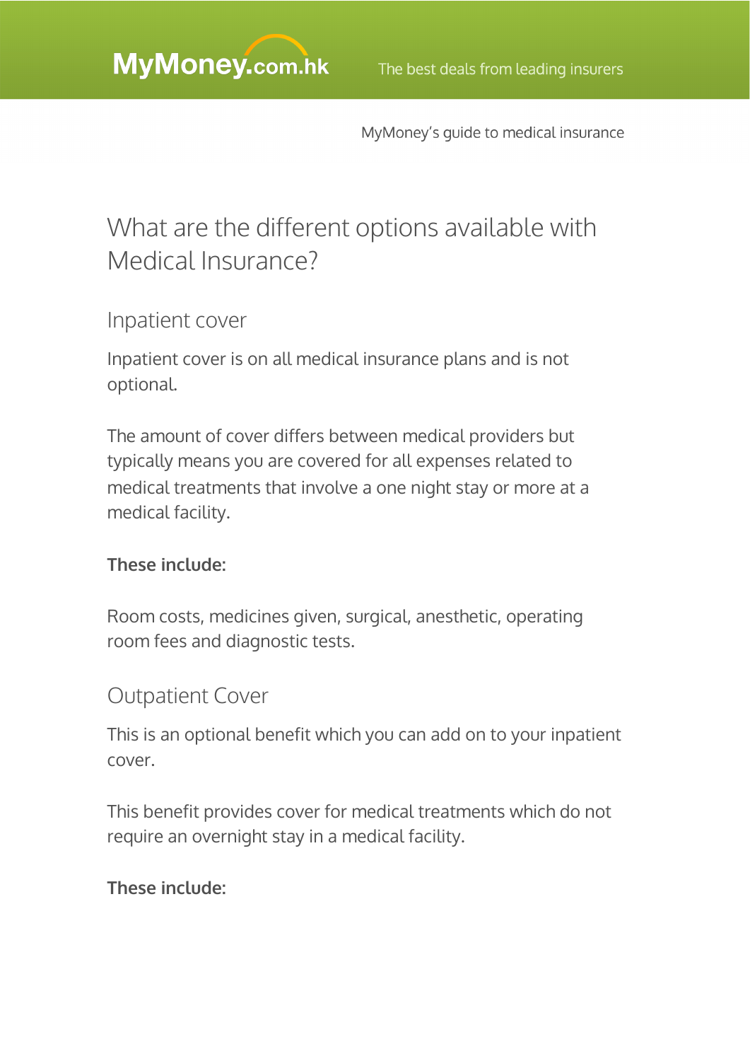# What are the different options available with Medical Insurance?

## Inpatient cover

Inpatient cover is on all medical insurance plans and is not optional.

The amount of cover differs between medical providers but typically means you are covered for all expenses related to medical treatments that involve a one night stay or more at a medical facility.

**These include:**

Room costs, medicines given, surgical, anesthetic, operating room fees and diagnostic tests.

## Outpatient Cover

This is an optional benefit which you can add on to your inpatient cover.

This benefit provides cover for medical treatments which do not require an overnight stay in a medical facility.

**These include:**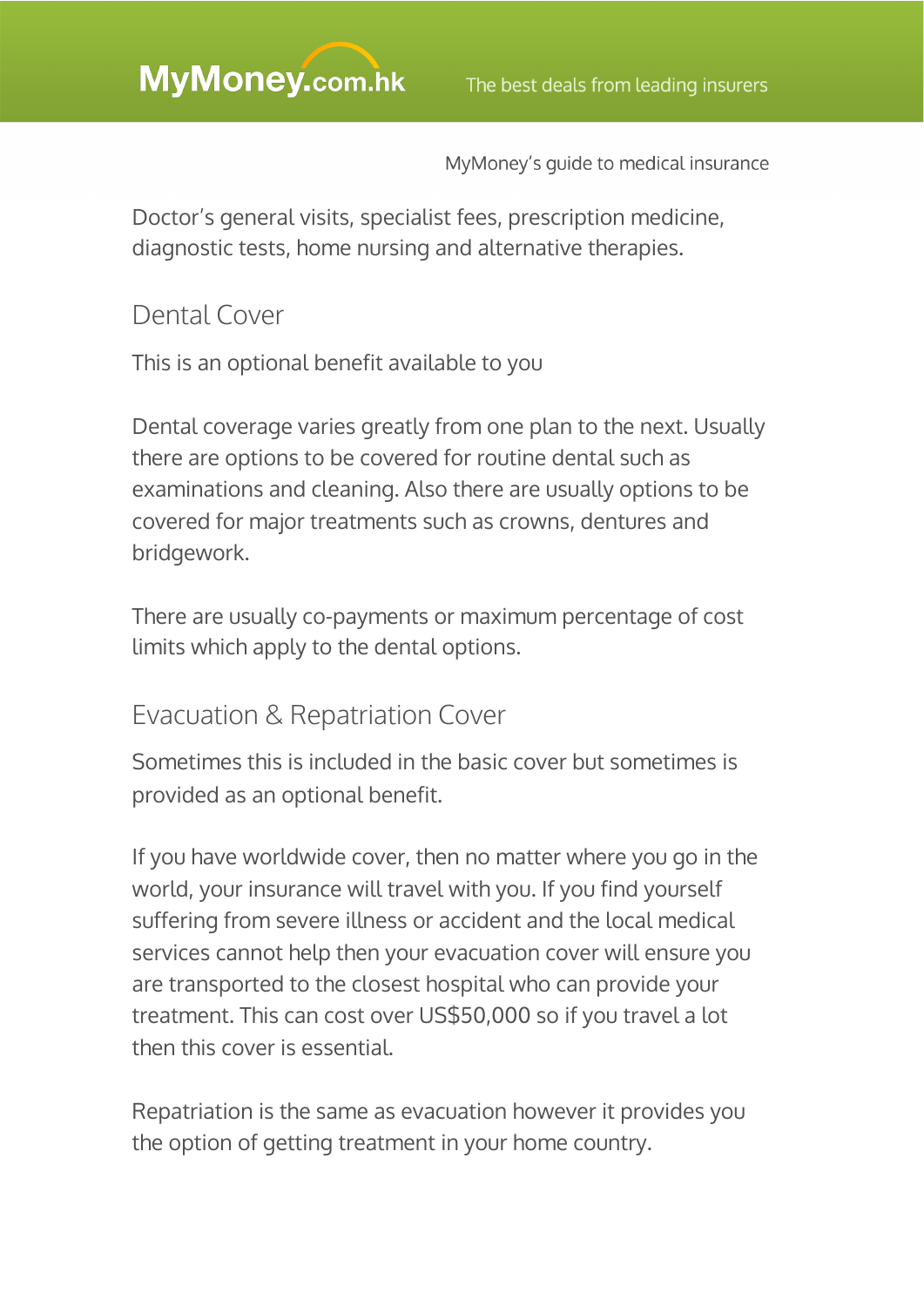Doctor's general visits, specialist fees, prescription medicine, diagnostic tests, home nursing and alternative therapies.

## Dental Cover

This is an optional benefit available to you

Dental coverage varies greatly from one plan to the next. Usually there are options to be covered for routine dental such as examinations and cleaning. Also there are usually options to be covered for major treatments such as crowns, dentures and bridgework.

There are usually co-payments or maximum percentage of cost limits which apply to the dental options.

## Evacuation & Repatriation Cover

Sometimes this is included in the basic cover but sometimes is provided as an optional benefit.

If you have worldwide cover, then no matter where you go in the world, your insurance will travel with you. If you find yourself suffering from severe illness or accident and the local medical services cannot help then your evacuation cover will ensure you are transported to the closest hospital who can provide your treatment. This can cost over US$50,000 so if you travel a lot then this cover is essential.

Repatriation is the same as evacuation however it provides you the option of getting treatment in your home country.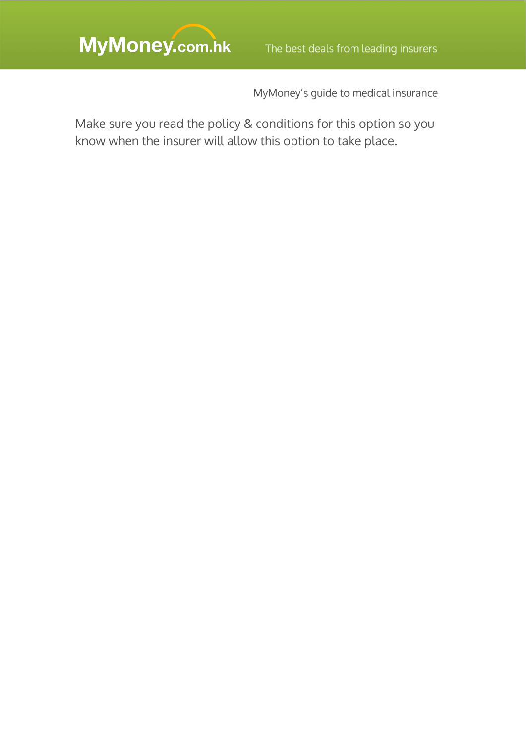Make sure you read the policy & conditions for this option so you know when the insurer will allow this option to take place.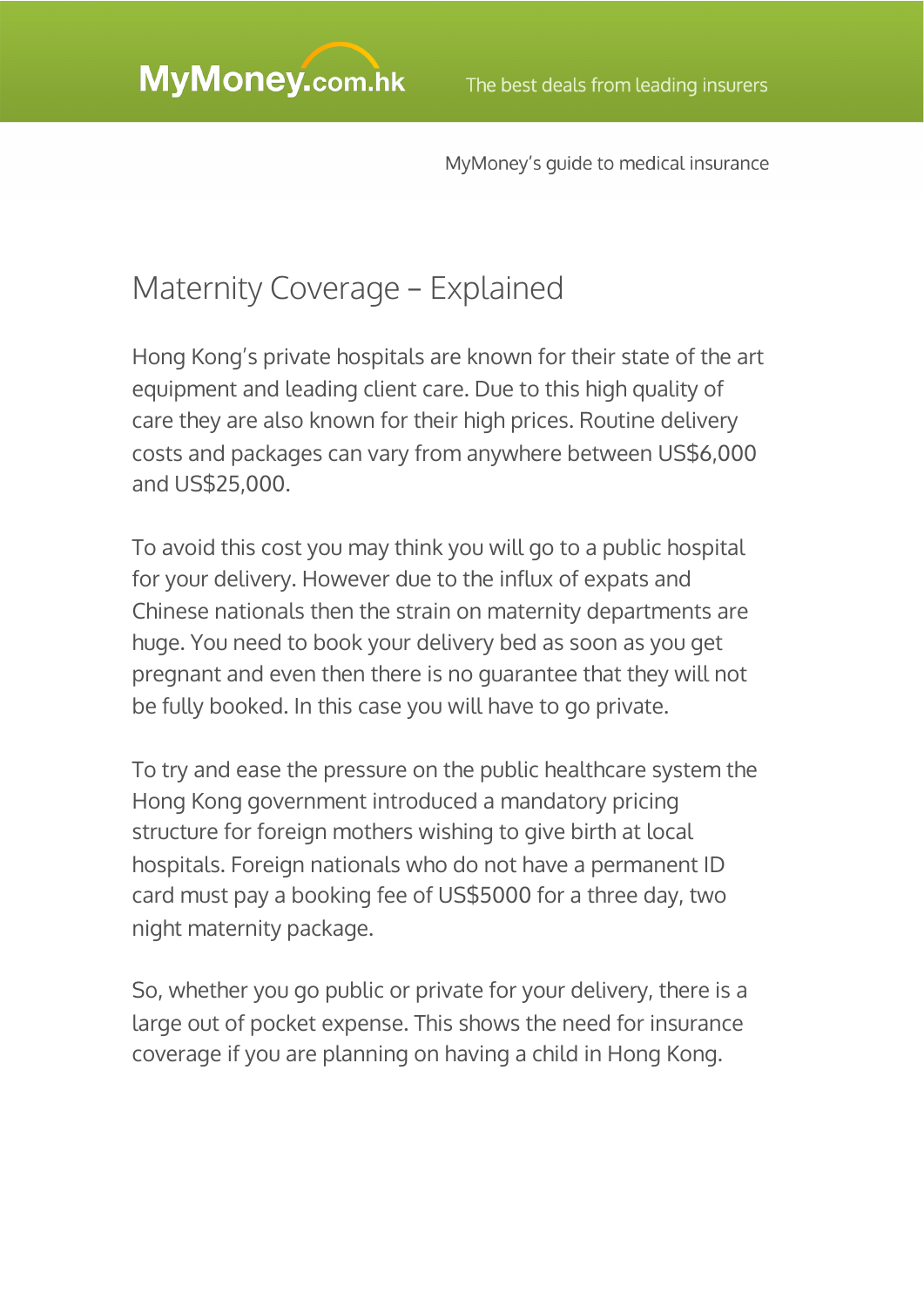# Maternity Coverage – Explained

Hong Kong's private hospitals are known for their state of the art equipment and leading client care. Due to this high quality of care they are also known for their high prices. Routine delivery costs and packages can vary from anywhere between US$6,000 and US$25,000.

To avoid this cost you may think you will go to a public hospital for your delivery. However due to the influx of expats and Chinese nationals then the strain on maternity departments are huge. You need to book your delivery bed as soon as you get pregnant and even then there is no guarantee that they will not be fully booked. In this case you will have to go private.

To try and ease the pressure on the public healthcare system the Hong Kong government introduced a mandatory pricing structure for foreign mothers wishing to give birth at local hospitals. Foreign nationals who do not have a permanent ID card must pay a booking fee of US$5000 for a three day, two night maternity package.

So, whether you go public or private for your delivery, there is a large out of pocket expense. This shows the need for insurance coverage if you are planning on having a child in Hong Kong.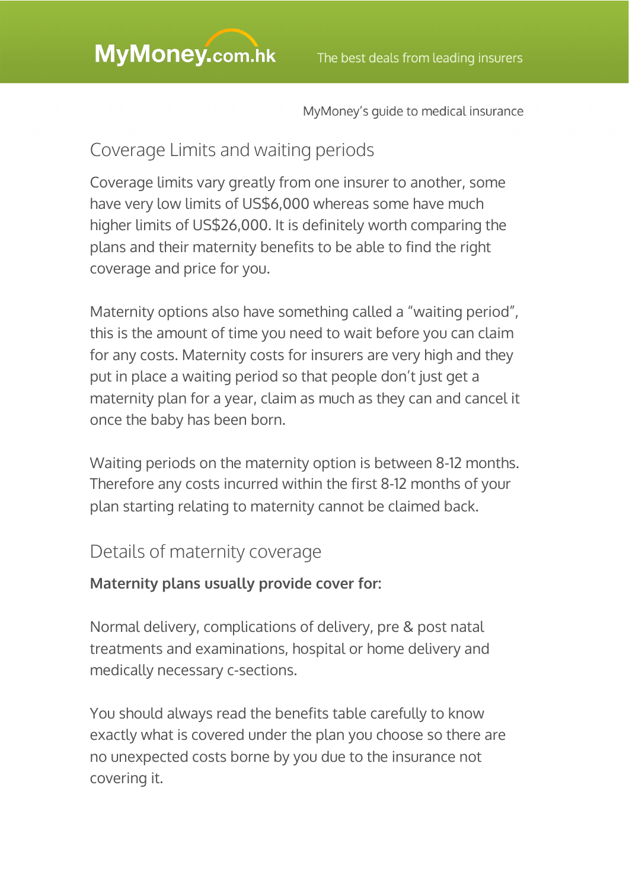## Coverage Limits and waiting periods

Coverage limits vary greatly from one insurer to another, some have very low limits of US$6,000 whereas some have much higher limits of US$26,000. It is definitely worth comparing the plans and their maternity benefits to be able to find the right coverage and price for you.

Maternity options also have something called a "waiting period", this is the amount of time you need to wait before you can claim for any costs. Maternity costs for insurers are very high and they put in place a waiting period so that people don't just get a maternity plan for a year, claim as much as they can and cancel it once the baby has been born.

Waiting periods on the maternity option is between 8-12 months. Therefore any costs incurred within the first 8-12 months of your plan starting relating to maternity cannot be claimed back.

## Details of maternity coverage

**Maternity plans usually provide cover for:**

Normal delivery, complications of delivery, pre & post natal treatments and examinations, hospital or home delivery and medically necessary c-sections.

You should always read the benefits table carefully to know exactly what is covered under the plan you choose so there are no unexpected costs borne by you due to the insurance not covering it.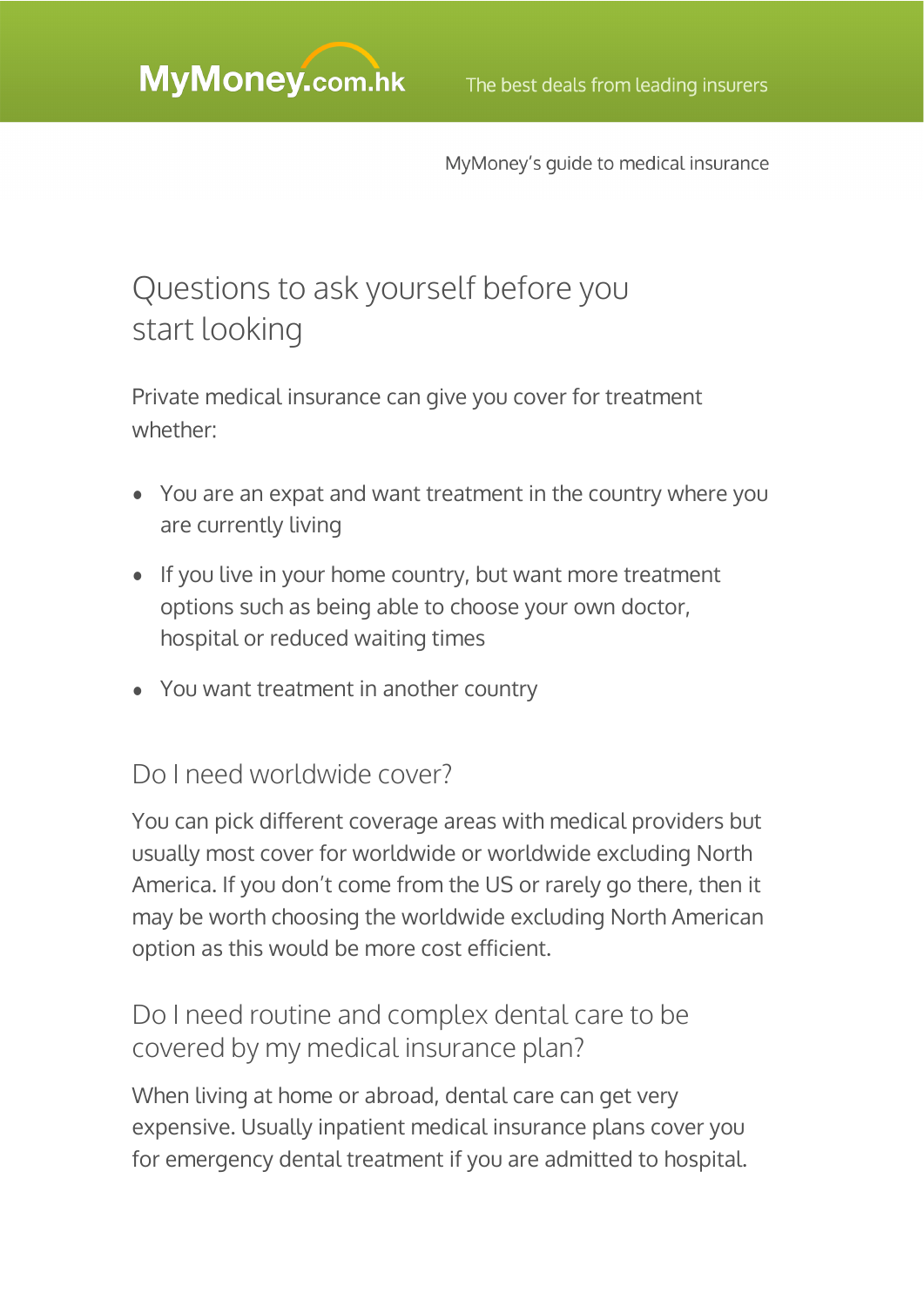## Questions to ask yourself before you start looking

Private medical insurance can give you cover for treatment whether:

- You are an expat and want treatment in the country where you are currently living
- If you live in your home country, but want more treatment options such as being able to choose your own doctor, hospital or reduced waiting times
- You want treatment in another country

### Do I need worldwide cover?

You can pick different coverage areas with medical providers but usually most cover for worldwide or worldwide excluding North America. If you don't come from the US or rarely go there, then it may be worth choosing the worldwide excluding North American option as this would be more cost efficient.

### Do I need routine and complex dental care to be covered by my medical insurance plan?

When living at home or abroad, dental care can get very expensive. Usually inpatient medical insurance plans cover you for emergency dental treatment if you are admitted to hospital.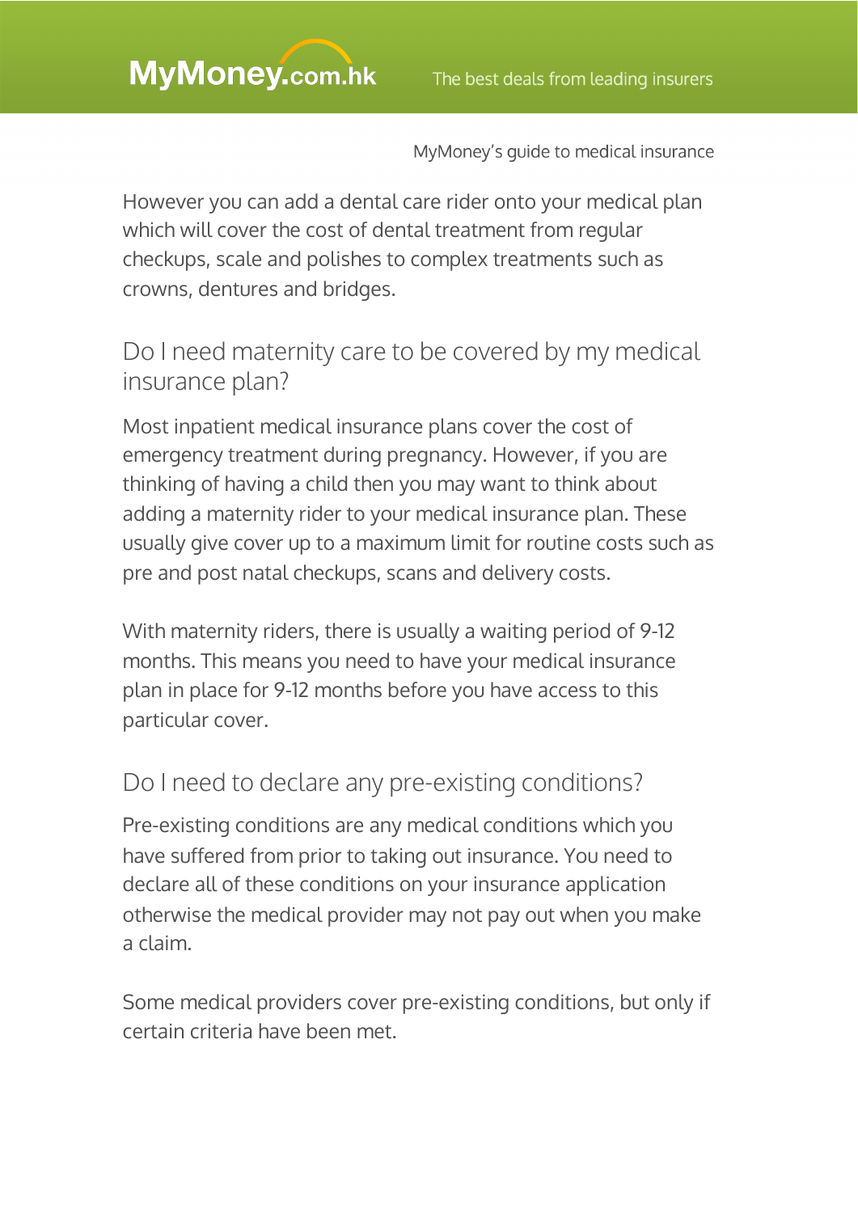However you can add a dental care rider onto your medical plan which will cover the cost of dental treatment from regular checkups, scale and polishes to complex treatments such as crowns, dentures and bridges.

## Do I need maternity care to be covered by my medical insurance plan?

Most inpatient medical insurance plans cover the cost of emergency treatment during pregnancy. However, if you are thinking of having a child then you may want to think about adding a maternity rider to your medical insurance plan. These usually give cover up to a maximum limit for routine costs such as pre and post natal checkups, scans and delivery costs.

With maternity riders, there is usually a waiting period of 9-12 months. This means you need to have your medical insurance plan in place for 9-12 months before you have access to this particular cover.

## Do I need to declare any pre-existing conditions?

Pre-existing conditions are any medical conditions which you have suffered from prior to taking out insurance. You need to declare all of these conditions on your insurance application otherwise the medical provider may not pay out when you make a claim.

Some medical providers cover pre-existing conditions, but only if certain criteria have been met.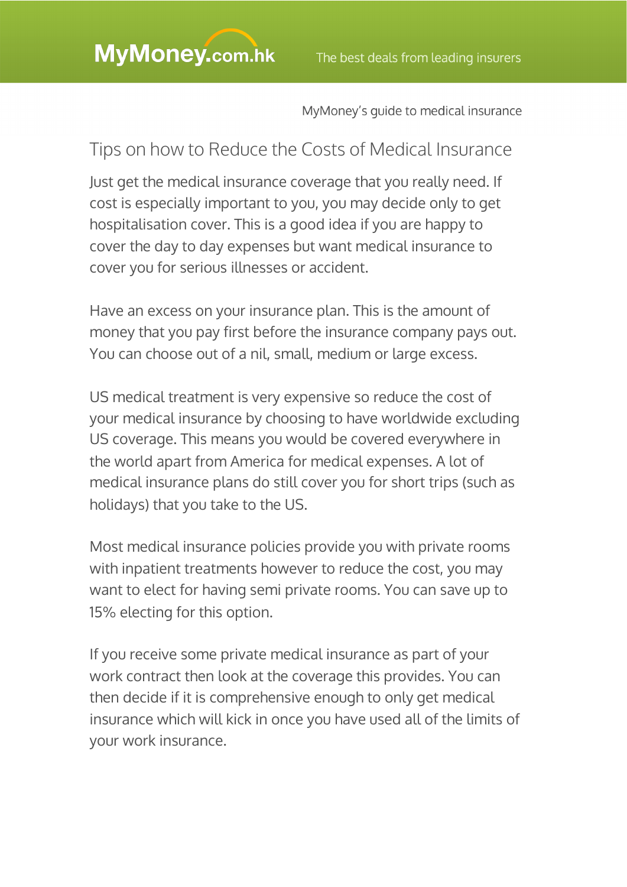## Tips on how to Reduce the Costs of Medical Insurance

Just get the medical insurance coverage that you really need. If cost is especially important to you, you may decide only to get hospitalisation cover. This is a good idea if you are happy to cover the day to day expenses but want medical insurance to cover you for serious illnesses or accident.

Have an excess on your insurance plan. This is the amount of money that you pay first before the insurance company pays out. You can choose out of a nil, small, medium or large excess.

US medical treatment is very expensive so reduce the cost of your medical insurance by choosing to have worldwide excluding US coverage. This means you would be covered everywhere in the world apart from America for medical expenses. A lot of medical insurance plans do still cover you for short trips (such as holidays) that you take to the US.

Most medical insurance policies provide you with private rooms with inpatient treatments however to reduce the cost, you may want to elect for having semi private rooms. You can save up to 15% electing for this option.

If you receive some private medical insurance as part of your work contract then look at the coverage this provides. You can then decide if it is comprehensive enough to only get medical insurance which will kick in once you have used all of the limits of your work insurance.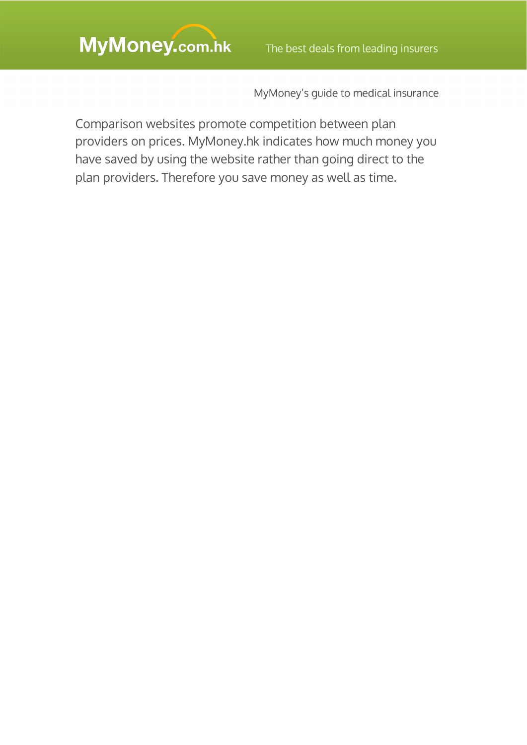Comparison websites promote competition between plan providers on prices. MyMoney.hk indicates how much money you have saved by using the website rather than going direct to the plan providers. Therefore you save money as well as time.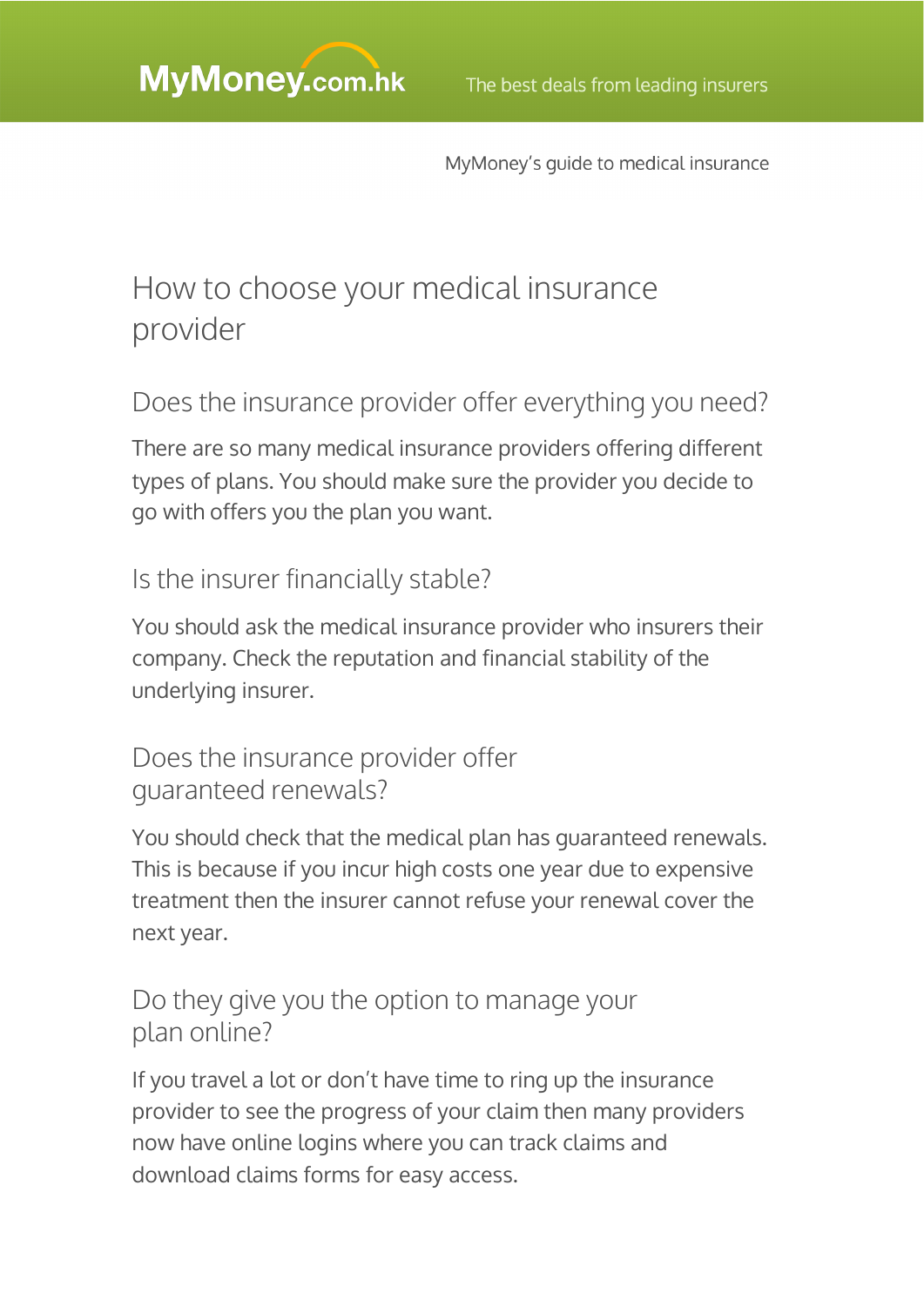# How to choose your medical insurance provider

## Does the insurance provider offer everything you need?

There are so many medical insurance providers offering different types of plans. You should make sure the provider you decide to go with offers you the plan you want.

## Is the insurer financially stable?

You should ask the medical insurance provider who insurers their company. Check the reputation and financial stability of the underlying insurer.

## Does the insurance provider offer guaranteed renewals?

You should check that the medical plan has guaranteed renewals. This is because if you incur high costs one year due to expensive treatment then the insurer cannot refuse your renewal cover the next year.

## Do they give you the option to manage your plan online?

If you travel a lot or don't have time to ring up the insurance provider to see the progress of your claim then many providers now have online logins where you can track claims and download claims forms for easy access.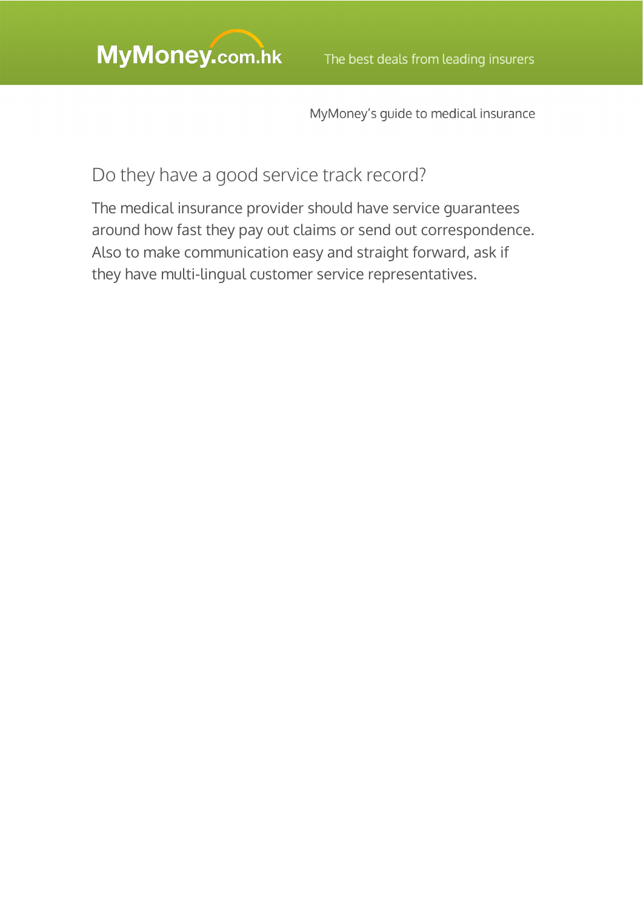## Do they have a good service track record?

The medical insurance provider should have service guarantees around how fast they pay out claims or send out correspondence. Also to make communication easy and straight forward, ask if they have multi-lingual customer service representatives.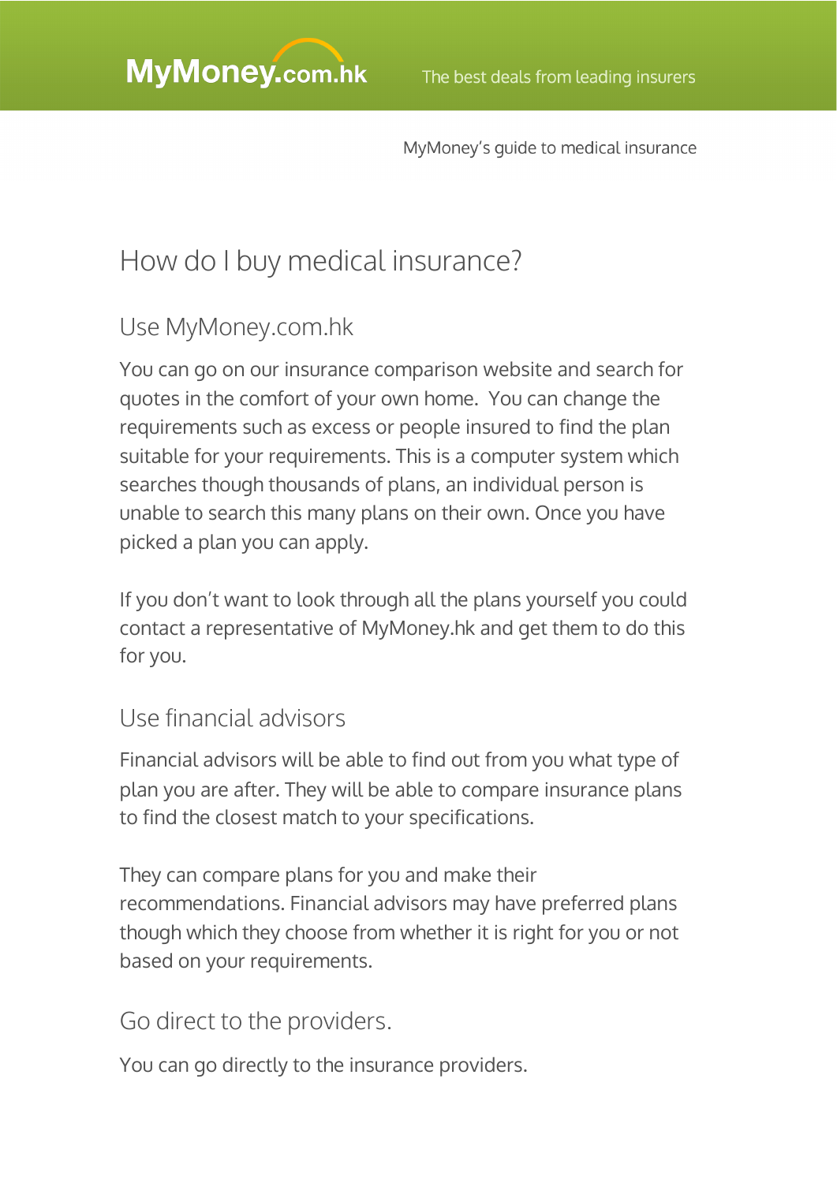# How do I buy medical insurance?

## Use MyMoney.com.hk

You can go on our insurance comparison website and search for quotes in the comfort of your own home.  You can change the requirements such as excess or people insured to find the plan suitable for your requirements. This is a computer system which searches though thousands of plans, an individual person is unable to search this many plans on their own. Once you have picked a plan you can apply.

If you don't want to look through all the plans yourself you could contact a representative of MyMoney.hk and get them to do this for you.

## Use financial advisors

Financial advisors will be able to find out from you what type of plan you are after. They will be able to compare insurance plans to find the closest match to your specifications.

They can compare plans for you and make their recommendations. Financial advisors may have preferred plans though which they choose from whether it is right for you or not based on your requirements.

## Go direct to the providers.

You can go directly to the insurance providers.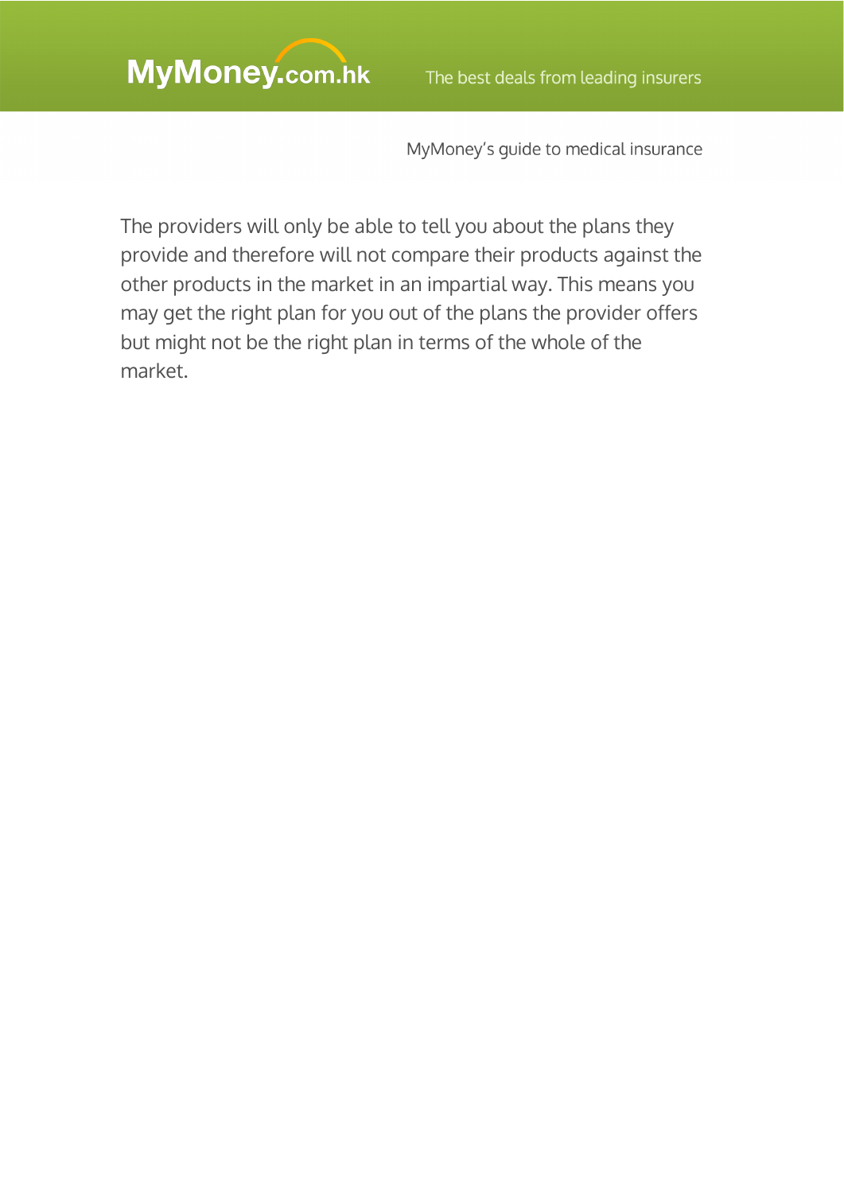The providers will only be able to tell you about the plans they provide and therefore will not compare their products against the other products in the market in an impartial way. This means you may get the right plan for you out of the plans the provider offers but might not be the right plan in terms of the whole of the market.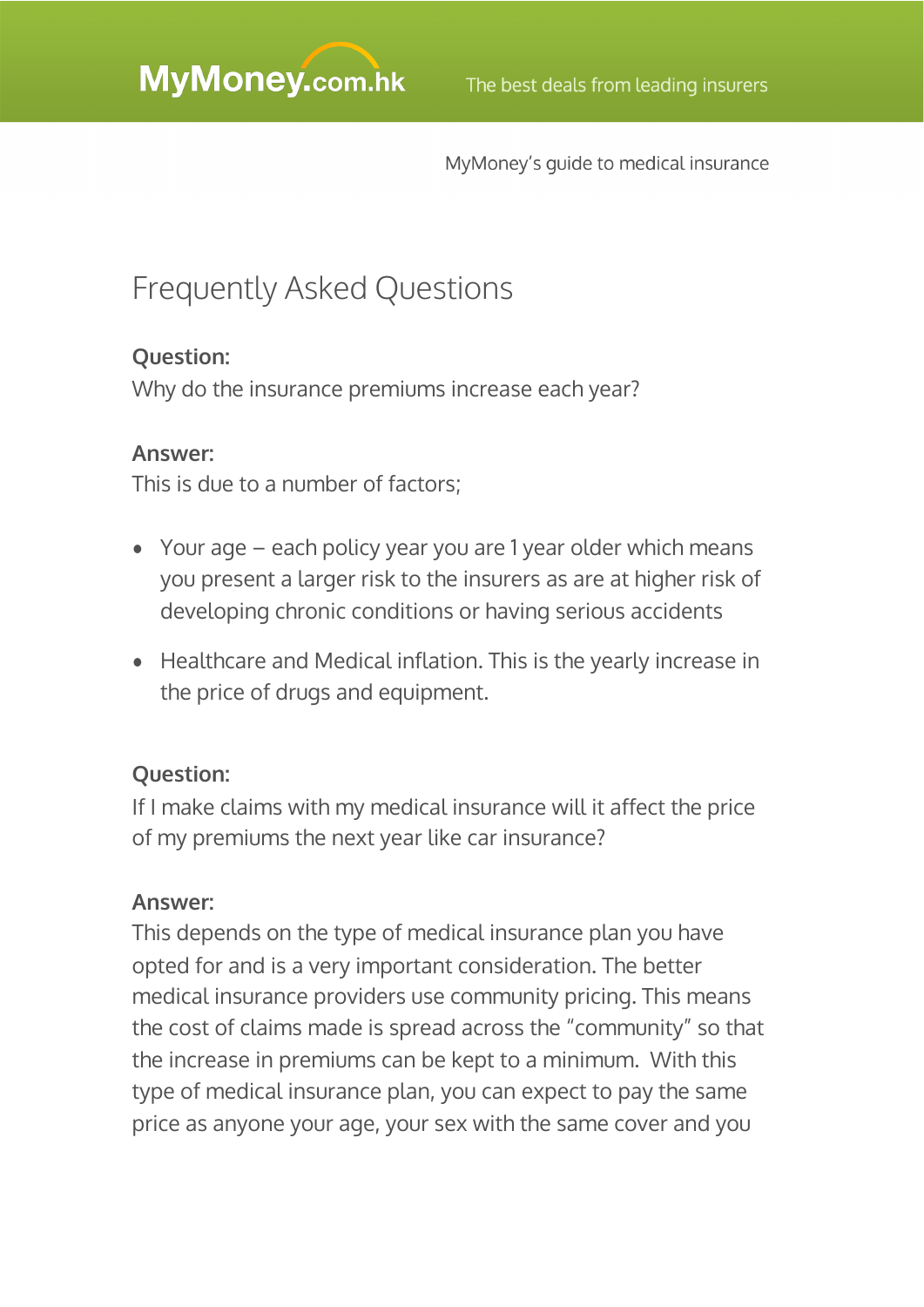# Frequently Asked Questions

**Question:**

Why do the insurance premiums increase each year?

**Answer:**

This is due to a number of factors;

- Your age – each policy year you are 1 year older which means you present a larger risk to the insurers as are at higher risk of developing chronic conditions or having serious accidents
- Healthcare and Medical inflation. This is the yearly increase in the price of drugs and equipment.

**Question:**

If I make claims with my medical insurance will it affect the price of my premiums the next year like car insurance?

**Answer:**

This depends on the type of medical insurance plan you have opted for and is a very important consideration. The better medical insurance providers use community pricing. This means the cost of claims made is spread across the "community" so that the increase in premiums can be kept to a minimum. With this type of medical insurance plan, you can expect to pay the same price as anyone your age, your sex with the same cover and you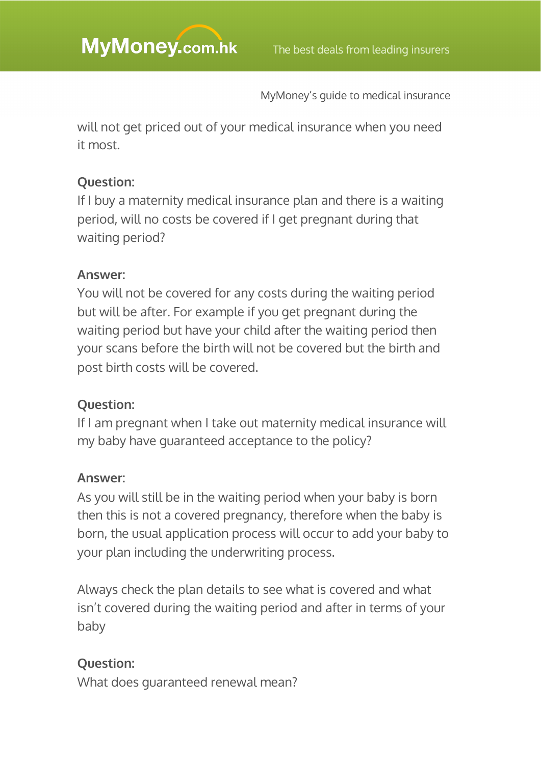will not get priced out of your medical insurance when you need it most.

**Question:**
If I buy a maternity medical insurance plan and there is a waiting period, will no costs be covered if I get pregnant during that waiting period?

**Answer:**
You will not be covered for any costs during the waiting period but will be after. For example if you get pregnant during the waiting period but have your child after the waiting period then your scans before the birth will not be covered but the birth and post birth costs will be covered.

**Question:**
If I am pregnant when I take out maternity medical insurance will my baby have guaranteed acceptance to the policy?

**Answer:**
As you will still be in the waiting period when your baby is born then this is not a covered pregnancy, therefore when the baby is born, the usual application process will occur to add your baby to your plan including the underwriting process.

Always check the plan details to see what is covered and what isn't covered during the waiting period and after in terms of your baby

**Question:**
What does guaranteed renewal mean?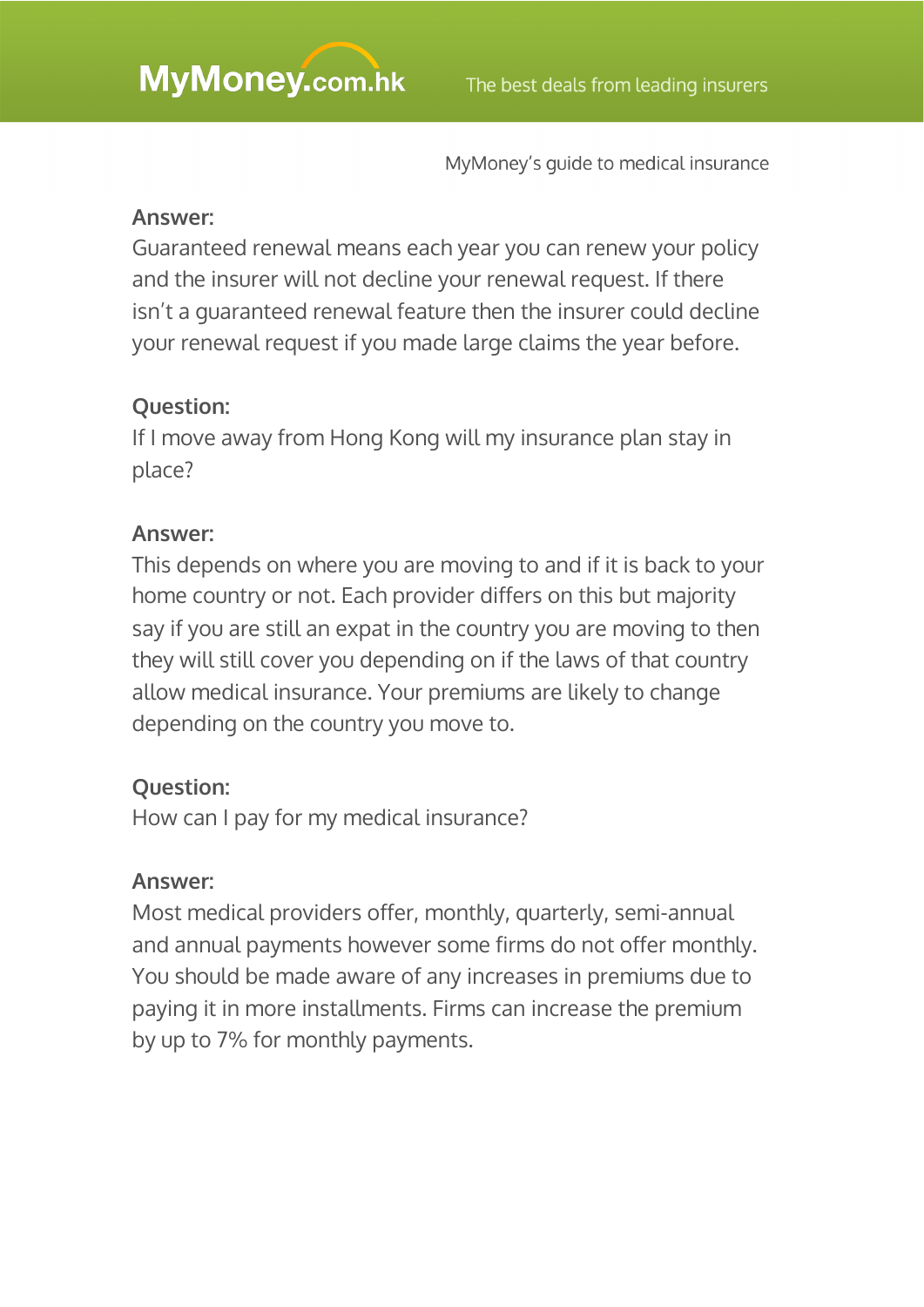**Answer:**
Guaranteed renewal means each year you can renew your policy and the insurer will not decline your renewal request. If there isn't a guaranteed renewal feature then the insurer could decline your renewal request if you made large claims the year before.

**Question:**
If I move away from Hong Kong will my insurance plan stay in place?

**Answer:**
This depends on where you are moving to and if it is back to your home country or not. Each provider differs on this but majority say if you are still an expat in the country you are moving to then they will still cover you depending on if the laws of that country allow medical insurance. Your premiums are likely to change depending on the country you move to.

**Question:**
How can I pay for my medical insurance?

**Answer:**
Most medical providers offer, monthly, quarterly, semi-annual and annual payments however some firms do not offer monthly. You should be made aware of any increases in premiums due to paying it in more installments. Firms can increase the premium by up to 7% for monthly payments.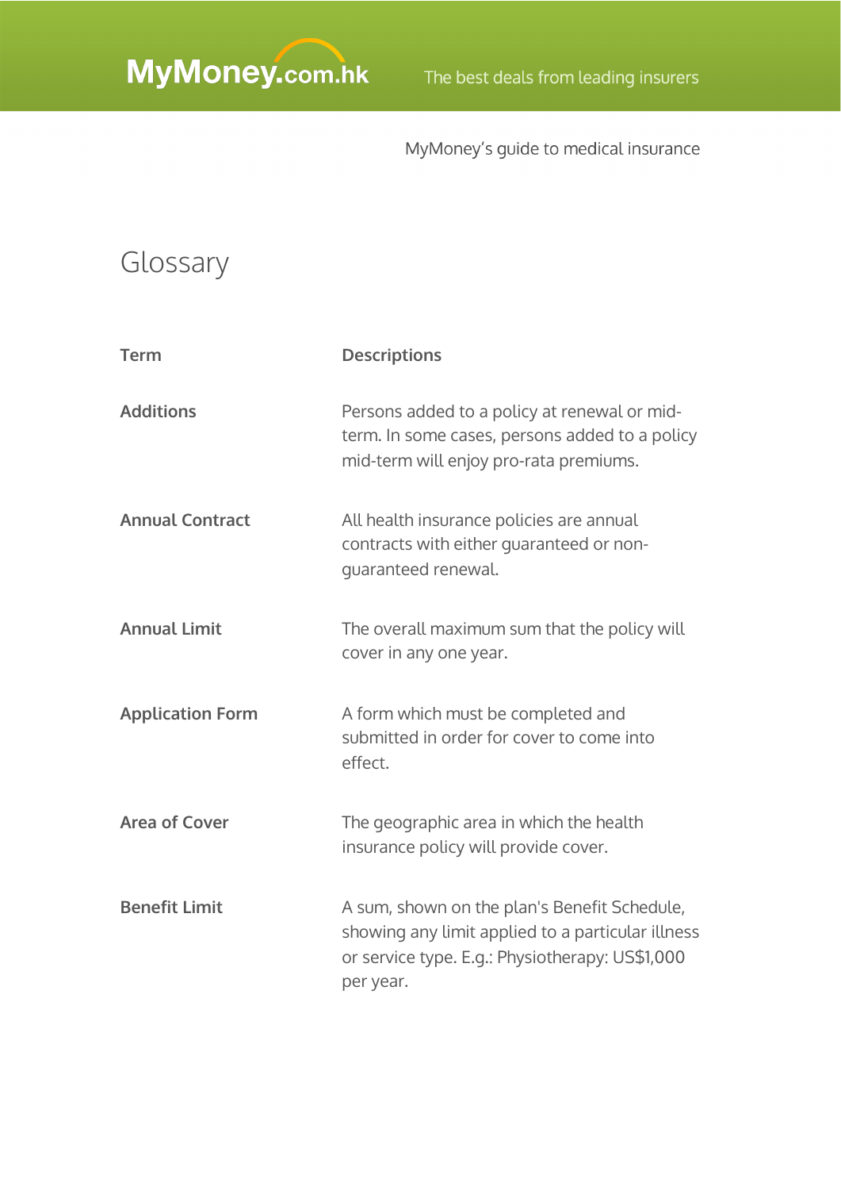# Glossary

| Term | Descriptions |
|---|---|
| **Additions** | Persons added to a policy at renewal or mid-term. In some cases, persons added to a policy mid-term will enjoy pro-rata premiums. |
| **Annual Contract** | All health insurance policies are annual contracts with either guaranteed or non-guaranteed renewal. |
| **Annual Limit** | The overall maximum sum that the policy will cover in any one year. |
| **Application Form** | A form which must be completed and submitted in order for cover to come into effect. |
| **Area of Cover** | The geographic area in which the health insurance policy will provide cover. |
| **Benefit Limit** | A sum, shown on the plan's Benefit Schedule, showing any limit applied to a particular illness or service type. E.g.: Physiotherapy: US$1,000 per year. |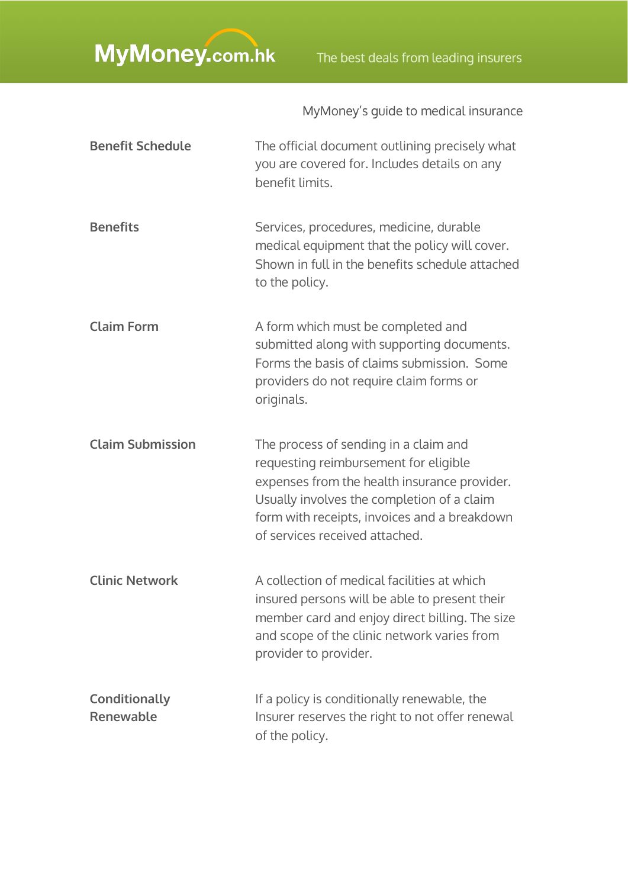MyMoney's guide to medical insurance

| Term | Definition |
| --- | --- |
| **Benefit Schedule** | The official document outlining precisely what you are covered for. Includes details on any benefit limits. |
| **Benefits** | Services, procedures, medicine, durable medical equipment that the policy will cover. Shown in full in the benefits schedule attached to the policy. |
| **Claim Form** | A form which must be completed and submitted along with supporting documents. Forms the basis of claims submission. Some providers do not require claim forms or originals. |
| **Claim Submission** | The process of sending in a claim and requesting reimbursement for eligible expenses from the health insurance provider. Usually involves the completion of a claim form with receipts, invoices and a breakdown of services received attached. |
| **Clinic Network** | A collection of medical facilities at which insured persons will be able to present their member card and enjoy direct billing. The size and scope of the clinic network varies from provider to provider. |
| **Conditionally Renewable** | If a policy is conditionally renewable, the Insurer reserves the right to not offer renewal of the policy. |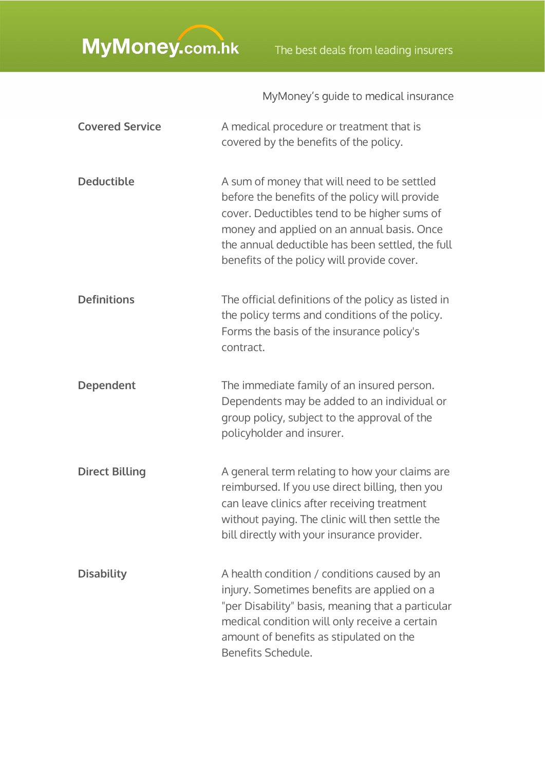MyMoney's guide to medical insurance

**Covered Service**

A medical procedure or treatment that is covered by the benefits of the policy.

**Deductible**

A sum of money that will need to be settled before the benefits of the policy will provide cover. Deductibles tend to be higher sums of money and applied on an annual basis. Once the annual deductible has been settled, the full benefits of the policy will provide cover.

**Definitions**

The official definitions of the policy as listed in the policy terms and conditions of the policy. Forms the basis of the insurance policy's contract.

**Dependent**

The immediate family of an insured person. Dependents may be added to an individual or group policy, subject to the approval of the policyholder and insurer.

**Direct Billing**

A general term relating to how your claims are reimbursed. If you use direct billing, then you can leave clinics after receiving treatment without paying. The clinic will then settle the bill directly with your insurance provider.

**Disability**

A health condition / conditions caused by an injury. Sometimes benefits are applied on a "per Disability" basis, meaning that a particular medical condition will only receive a certain amount of benefits as stipulated on the Benefits Schedule.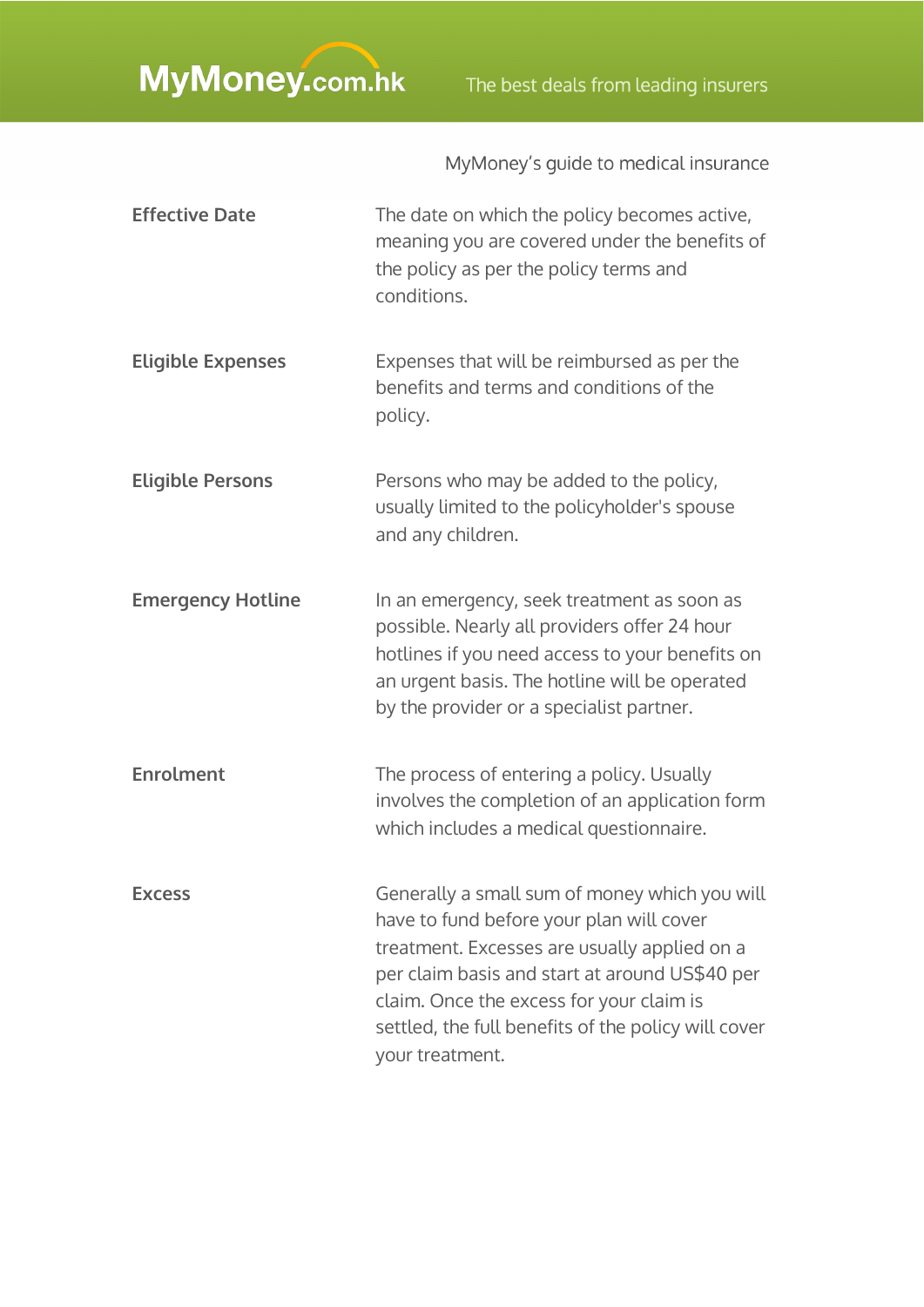| Term | Definition |
| --- | --- |
| **Effective Date** | The date on which the policy becomes active, meaning you are covered under the benefits of the policy as per the policy terms and conditions. |
| **Eligible Expenses** | Expenses that will be reimbursed as per the benefits and terms and conditions of the policy. |
| **Eligible Persons** | Persons who may be added to the policy, usually limited to the policyholder's spouse and any children. |
| **Emergency Hotline** | In an emergency, seek treatment as soon as possible. Nearly all providers offer 24 hour hotlines if you need access to your benefits on an urgent basis. The hotline will be operated by the provider or a specialist partner. |
| **Enrolment** | The process of entering a policy. Usually involves the completion of an application form which includes a medical questionnaire. |
| **Excess** | Generally a small sum of money which you will have to fund before your plan will cover treatment. Excesses are usually applied on a per claim basis and start at around US$40 per claim. Once the excess for your claim is settled, the full benefits of the policy will cover your treatment. |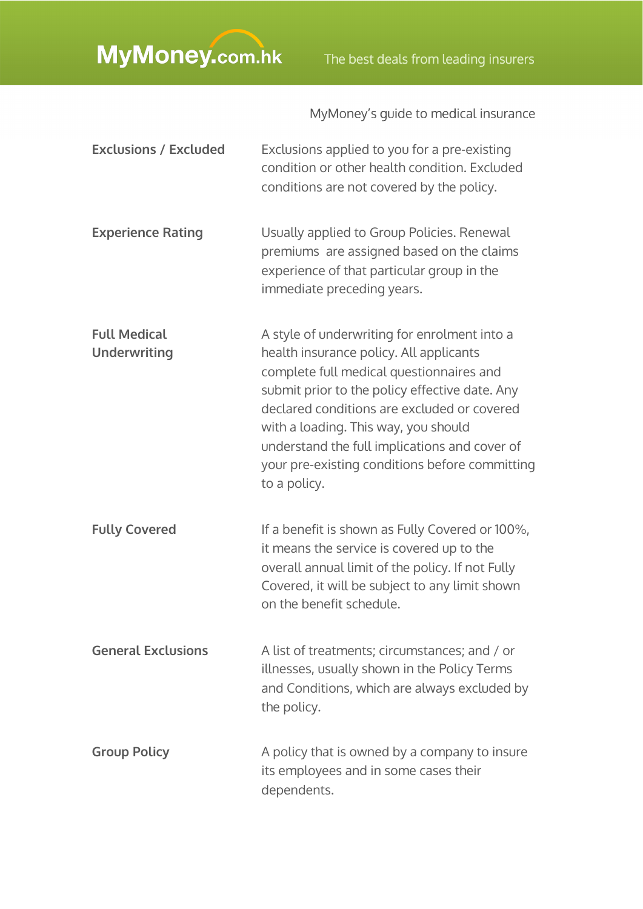| Term | Definition |
| --- | --- |
| **Exclusions / Excluded** | Exclusions applied to you for a pre-existing condition or other health condition. Excluded conditions are not covered by the policy. |
| **Experience Rating** | Usually applied to Group Policies. Renewal premiums are assigned based on the claims experience of that particular group in the immediate preceding years. |
| **Full Medical Underwriting** | A style of underwriting for enrolment into a health insurance policy. All applicants complete full medical questionnaires and submit prior to the policy effective date. Any declared conditions are excluded or covered with a loading. This way, you should understand the full implications and cover of your pre-existing conditions before committing to a policy. |
| **Fully Covered** | If a benefit is shown as Fully Covered or 100%, it means the service is covered up to the overall annual limit of the policy. If not Fully Covered, it will be subject to any limit shown on the benefit schedule. |
| **General Exclusions** | A list of treatments; circumstances; and / or illnesses, usually shown in the Policy Terms and Conditions, which are always excluded by the policy. |
| **Group Policy** | A policy that is owned by a company to insure its employees and in some cases their dependents. |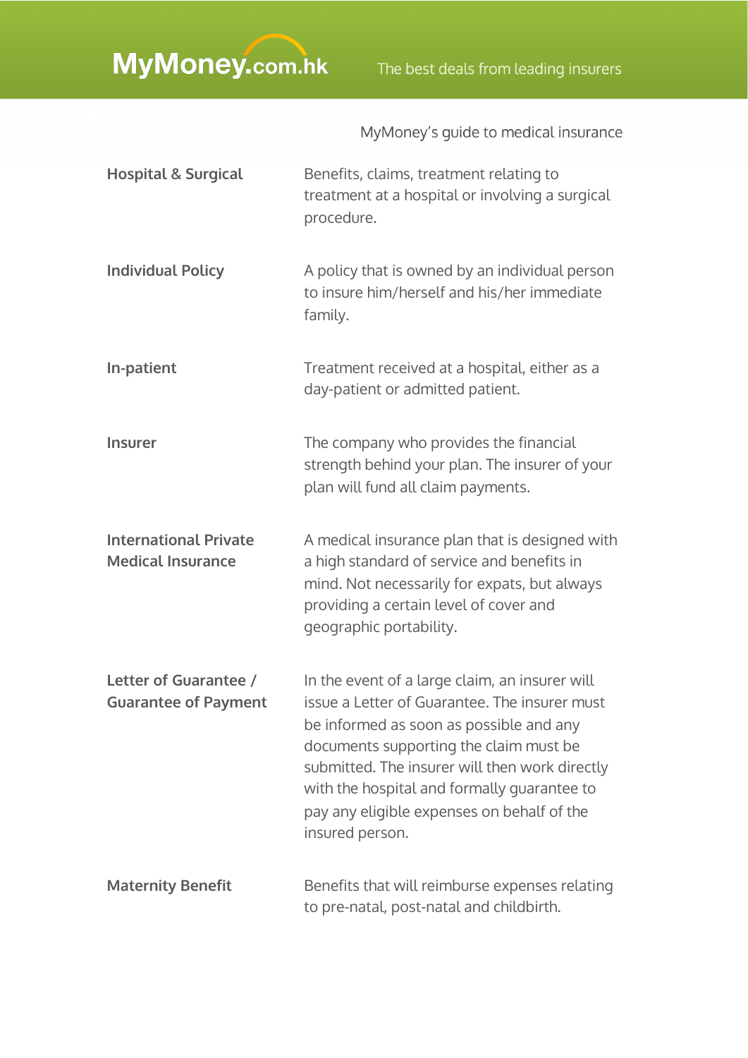| | MyMoney's guide to medical insurance |
|---|---|
| **Hospital & Surgical** | Benefits, claims, treatment relating to treatment at a hospital or involving a surgical procedure. |
| **Individual Policy** | A policy that is owned by an individual person to insure him/herself and his/her immediate family. |
| **In-patient** | Treatment received at a hospital, either as a day-patient or admitted patient. |
| **Insurer** | The company who provides the financial strength behind your plan. The insurer of your plan will fund all claim payments. |
| **International Private Medical Insurance** | A medical insurance plan that is designed with a high standard of service and benefits in mind. Not necessarily for expats, but always providing a certain level of cover and geographic portability. |
| **Letter of Guarantee / Guarantee of Payment** | In the event of a large claim, an insurer will issue a Letter of Guarantee. The insurer must be informed as soon as possible and any documents supporting the claim must be submitted. The insurer will then work directly with the hospital and formally guarantee to pay any eligible expenses on behalf of the insured person. |
| **Maternity Benefit** | Benefits that will reimburse expenses relating to pre-natal, post-natal and childbirth. |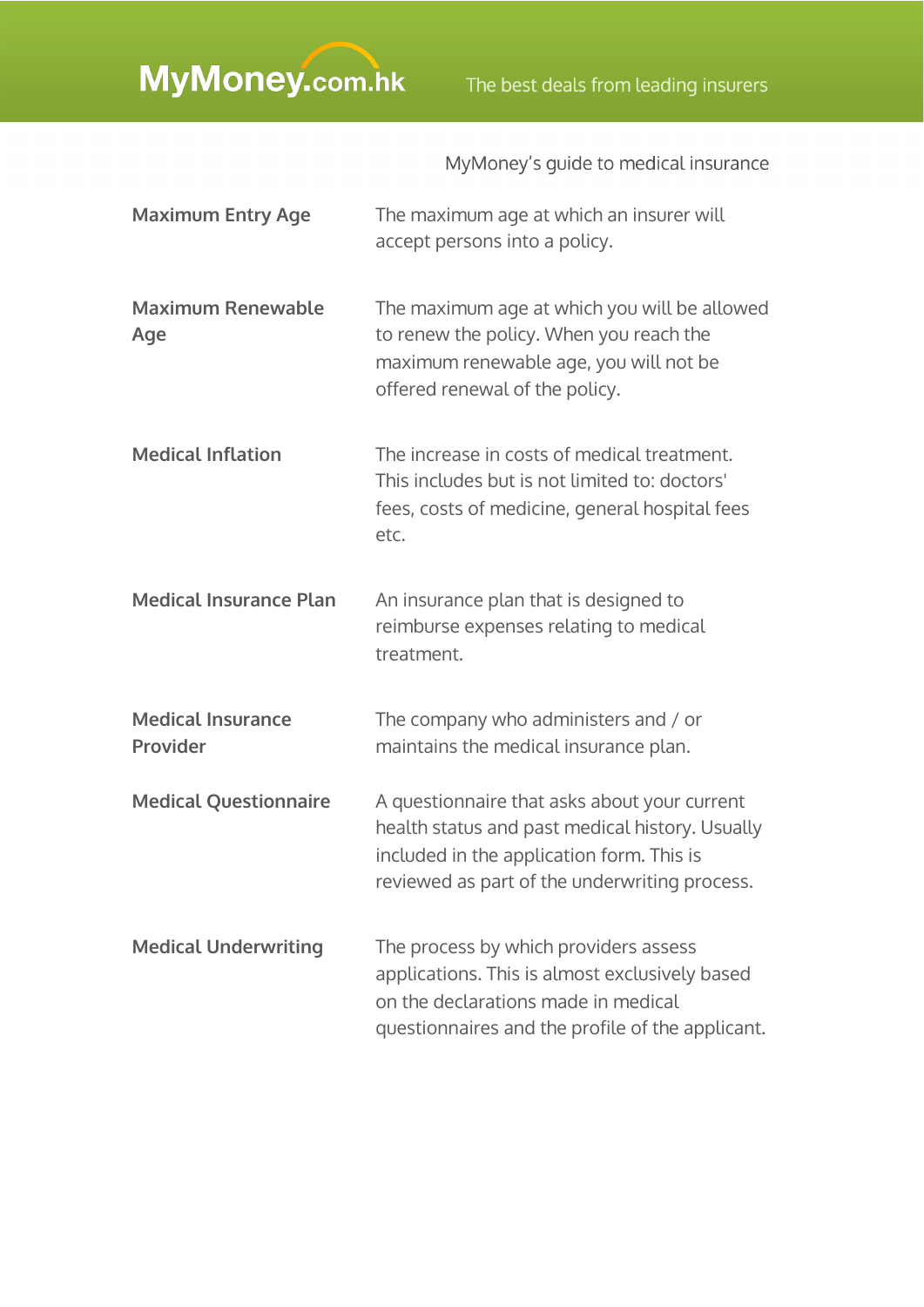MyMoney's guide to medical insurance

| | |
|---|---|
| **Maximum Entry Age** | The maximum age at which an insurer will accept persons into a policy. |
| **Maximum Renewable Age** | The maximum age at which you will be allowed to renew the policy. When you reach the maximum renewable age, you will not be offered renewal of the policy. |
| **Medical Inflation** | The increase in costs of medical treatment. This includes but is not limited to: doctors' fees, costs of medicine, general hospital fees etc. |
| **Medical Insurance Plan** | An insurance plan that is designed to reimburse expenses relating to medical treatment. |
| **Medical Insurance Provider** | The company who administers and / or maintains the medical insurance plan. |
| **Medical Questionnaire** | A questionnaire that asks about your current health status and past medical history. Usually included in the application form. This is reviewed as part of the underwriting process. |
| **Medical Underwriting** | The process by which providers assess applications. This is almost exclusively based on the declarations made in medical questionnaires and the profile of the applicant. |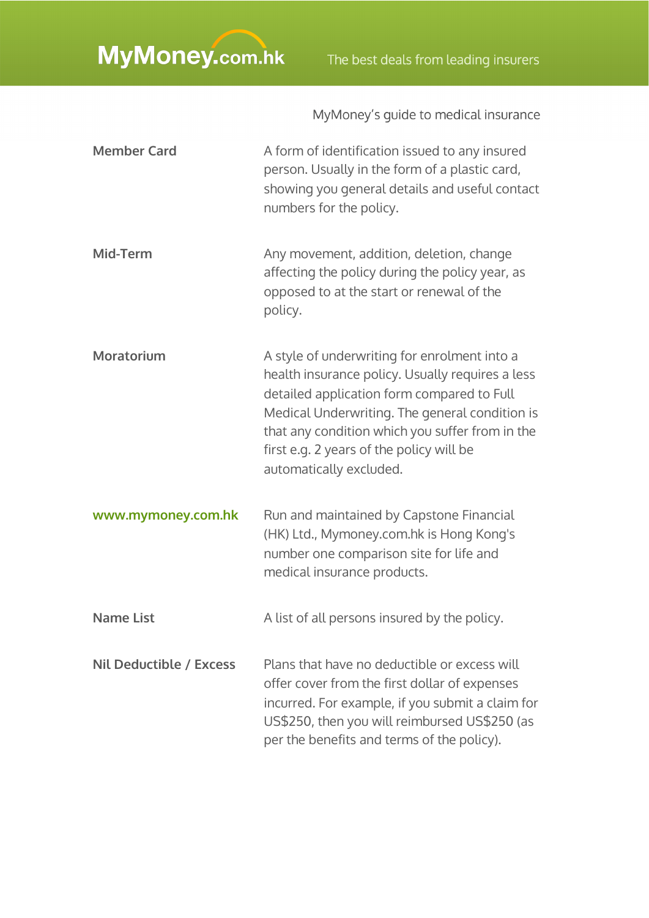MyMoney's guide to medical insurance

**Member Card**

A form of identification issued to any insured person. Usually in the form of a plastic card, showing you general details and useful contact numbers for the policy.

**Mid-Term**

Any movement, addition, deletion, change affecting the policy during the policy year, as opposed to at the start or renewal of the policy.

**Moratorium**

A style of underwriting for enrolment into a health insurance policy. Usually requires a less detailed application form compared to Full Medical Underwriting. The general condition is that any condition which you suffer from in the first e.g. 2 years of the policy will be automatically excluded.

**www.mymoney.com.hk**

Run and maintained by Capstone Financial (HK) Ltd., Mymoney.com.hk is Hong Kong's number one comparison site for life and medical insurance products.

**Name List**

A list of all persons insured by the policy.

**Nil Deductible / Excess**

Plans that have no deductible or excess will offer cover from the first dollar of expenses incurred. For example, if you submit a claim for US$250, then you will reimbursed US$250 (as per the benefits and terms of the policy).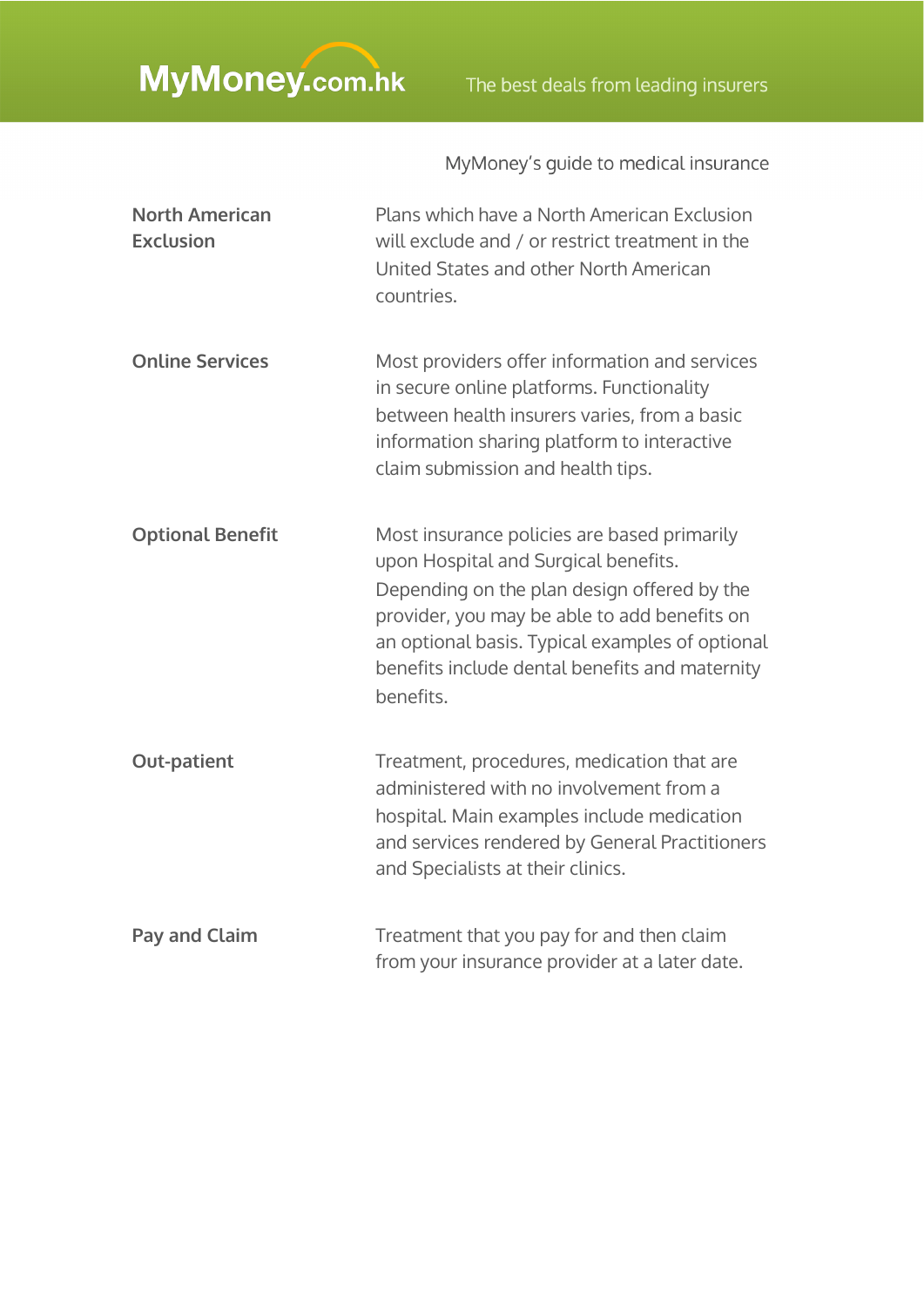MyMoney's guide to medical insurance

| | |
|---|---|
| **North American Exclusion** | Plans which have a North American Exclusion will exclude and / or restrict treatment in the United States and other North American countries. |
| **Online Services** | Most providers offer information and services in secure online platforms. Functionality between health insurers varies, from a basic information sharing platform to interactive claim submission and health tips. |
| **Optional Benefit** | Most insurance policies are based primarily upon Hospital and Surgical benefits. Depending on the plan design offered by the provider, you may be able to add benefits on an optional basis. Typical examples of optional benefits include dental benefits and maternity benefits. |
| **Out-patient** | Treatment, procedures, medication that are administered with no involvement from a hospital. Main examples include medication and services rendered by General Practitioners and Specialists at their clinics. |
| **Pay and Claim** | Treatment that you pay for and then claim from your insurance provider at a later date. |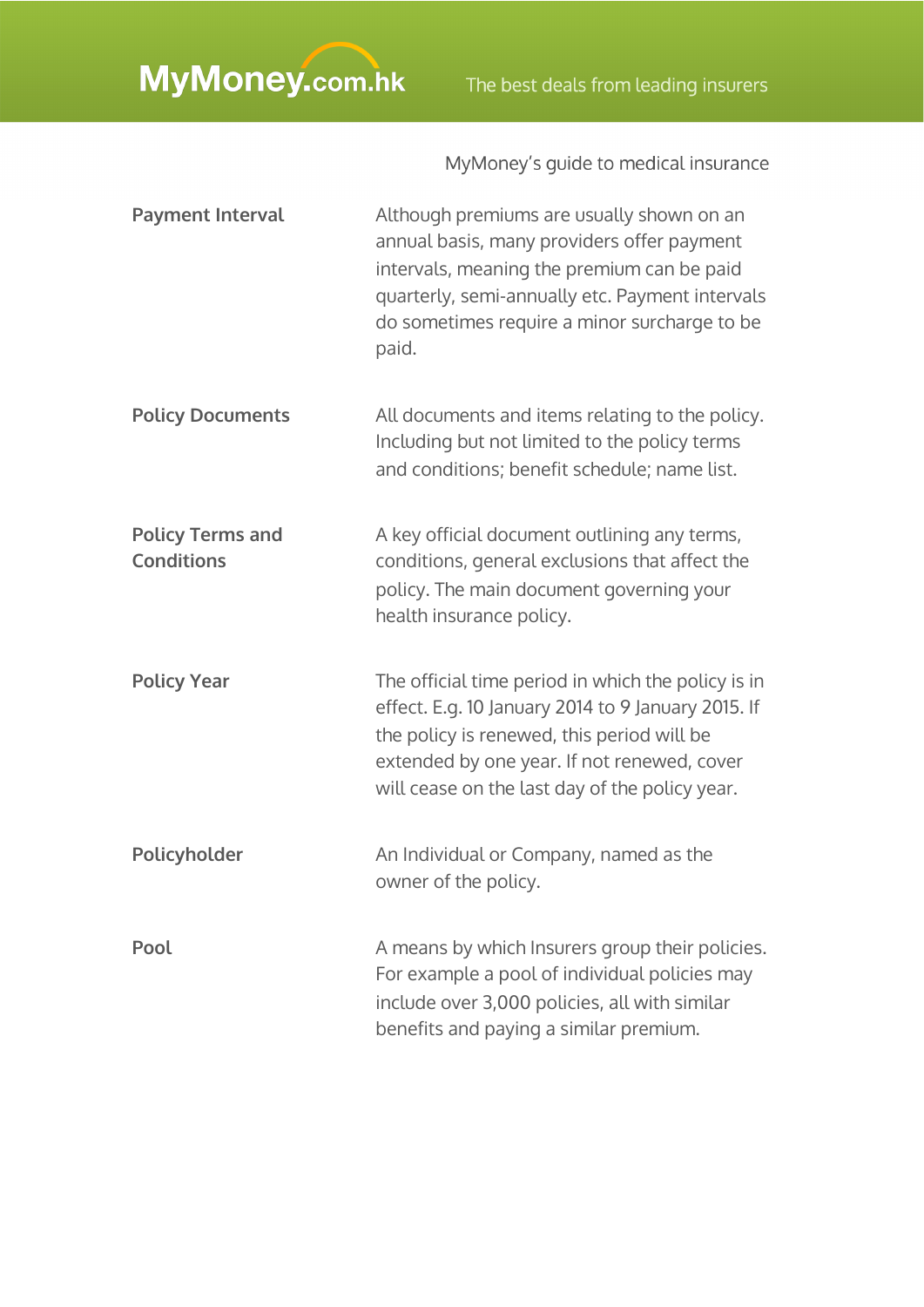| Term | Definition |
| --- | --- |
| **Payment Interval** | Although premiums are usually shown on an annual basis, many providers offer payment intervals, meaning the premium can be paid quarterly, semi-annually etc. Payment intervals do sometimes require a minor surcharge to be paid. |
| **Policy Documents** | All documents and items relating to the policy. Including but not limited to the policy terms and conditions; benefit schedule; name list. |
| **Policy Terms and Conditions** | A key official document outlining any terms, conditions, general exclusions that affect the policy. The main document governing your health insurance policy. |
| **Policy Year** | The official time period in which the policy is in effect. E.g. 10 January 2014 to 9 January 2015. If the policy is renewed, this period will be extended by one year. If not renewed, cover will cease on the last day of the policy year. |
| **Policyholder** | An Individual or Company, named as the owner of the policy. |
| **Pool** | A means by which Insurers group their policies. For example a pool of individual policies may include over 3,000 policies, all with similar benefits and paying a similar premium. |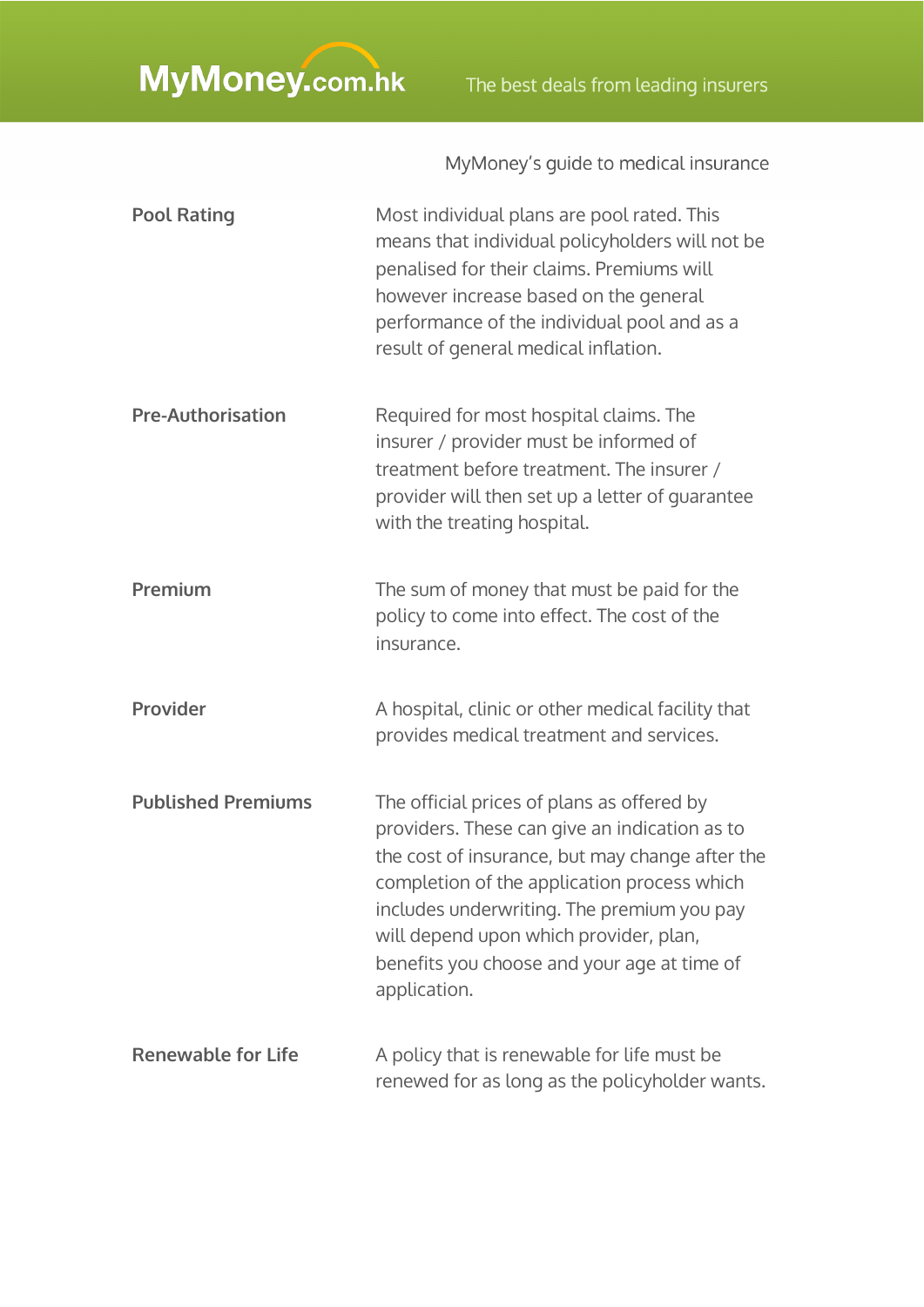MyMoney's guide to medical insurance

| | |
|---|---|
| **Pool Rating** | Most individual plans are pool rated. This means that individual policyholders will not be penalised for their claims. Premiums will however increase based on the general performance of the individual pool and as a result of general medical inflation. |
| **Pre-Authorisation** | Required for most hospital claims. The insurer / provider must be informed of treatment before treatment. The insurer / provider will then set up a letter of guarantee with the treating hospital. |
| **Premium** | The sum of money that must be paid for the policy to come into effect. The cost of the insurance. |
| **Provider** | A hospital, clinic or other medical facility that provides medical treatment and services. |
| **Published Premiums** | The official prices of plans as offered by providers. These can give an indication as to the cost of insurance, but may change after the completion of the application process which includes underwriting. The premium you pay will depend upon which provider, plan, benefits you choose and your age at time of application. |
| **Renewable for Life** | A policy that is renewable for life must be renewed for as long as the policyholder wants. |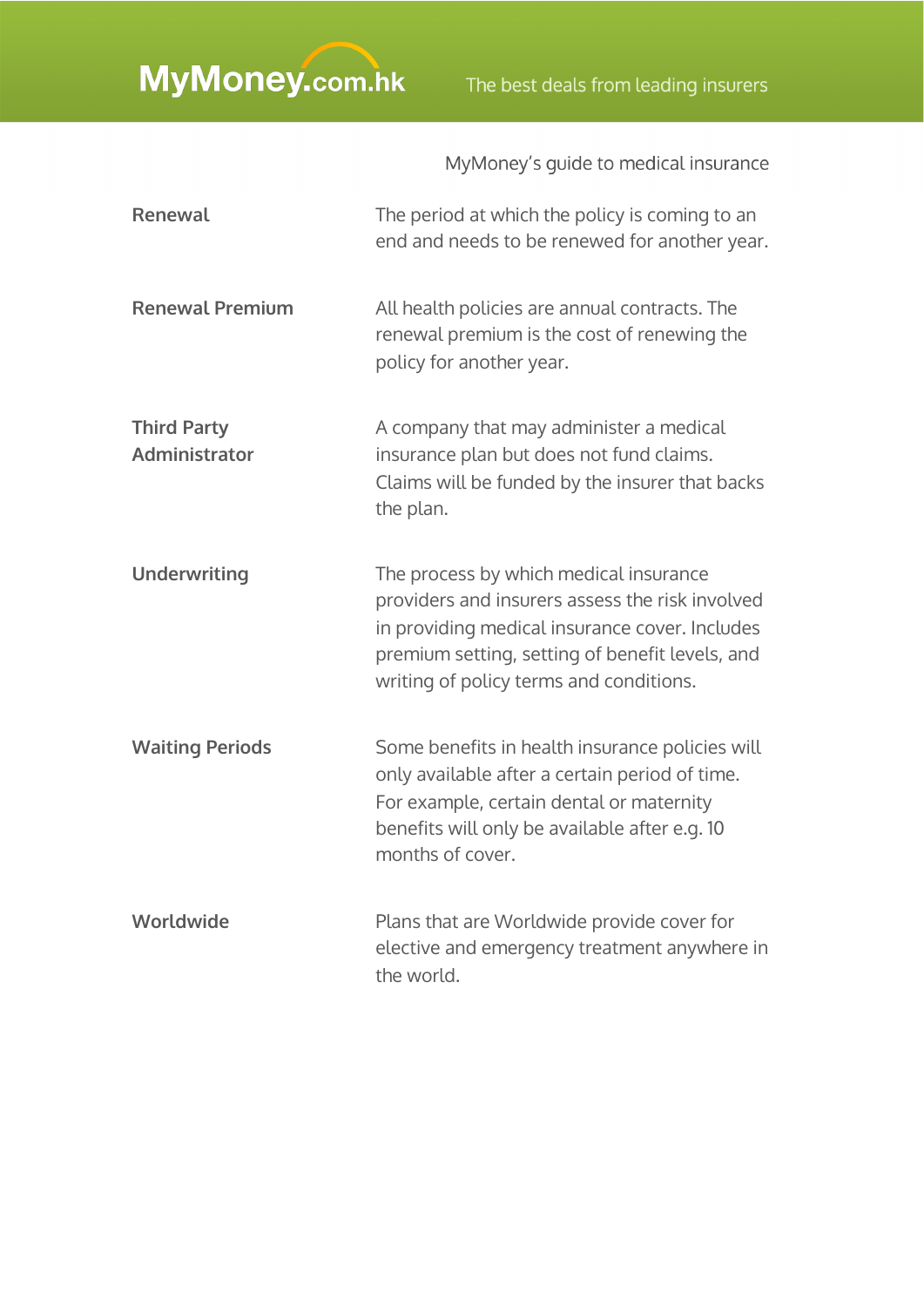| | |
|---|---|
| **Renewal** | The period at which the policy is coming to an end and needs to be renewed for another year. |
| **Renewal Premium** | All health policies are annual contracts. The renewal premium is the cost of renewing the policy for another year. |
| **Third Party Administrator** | A company that may administer a medical insurance plan but does not fund claims. Claims will be funded by the insurer that backs the plan. |
| **Underwriting** | The process by which medical insurance providers and insurers assess the risk involved in providing medical insurance cover. Includes premium setting, setting of benefit levels, and writing of policy terms and conditions. |
| **Waiting Periods** | Some benefits in health insurance policies will only available after a certain period of time. For example, certain dental or maternity benefits will only be available after e.g. 10 months of cover. |
| **Worldwide** | Plans that are Worldwide provide cover for elective and emergency treatment anywhere in the world. |